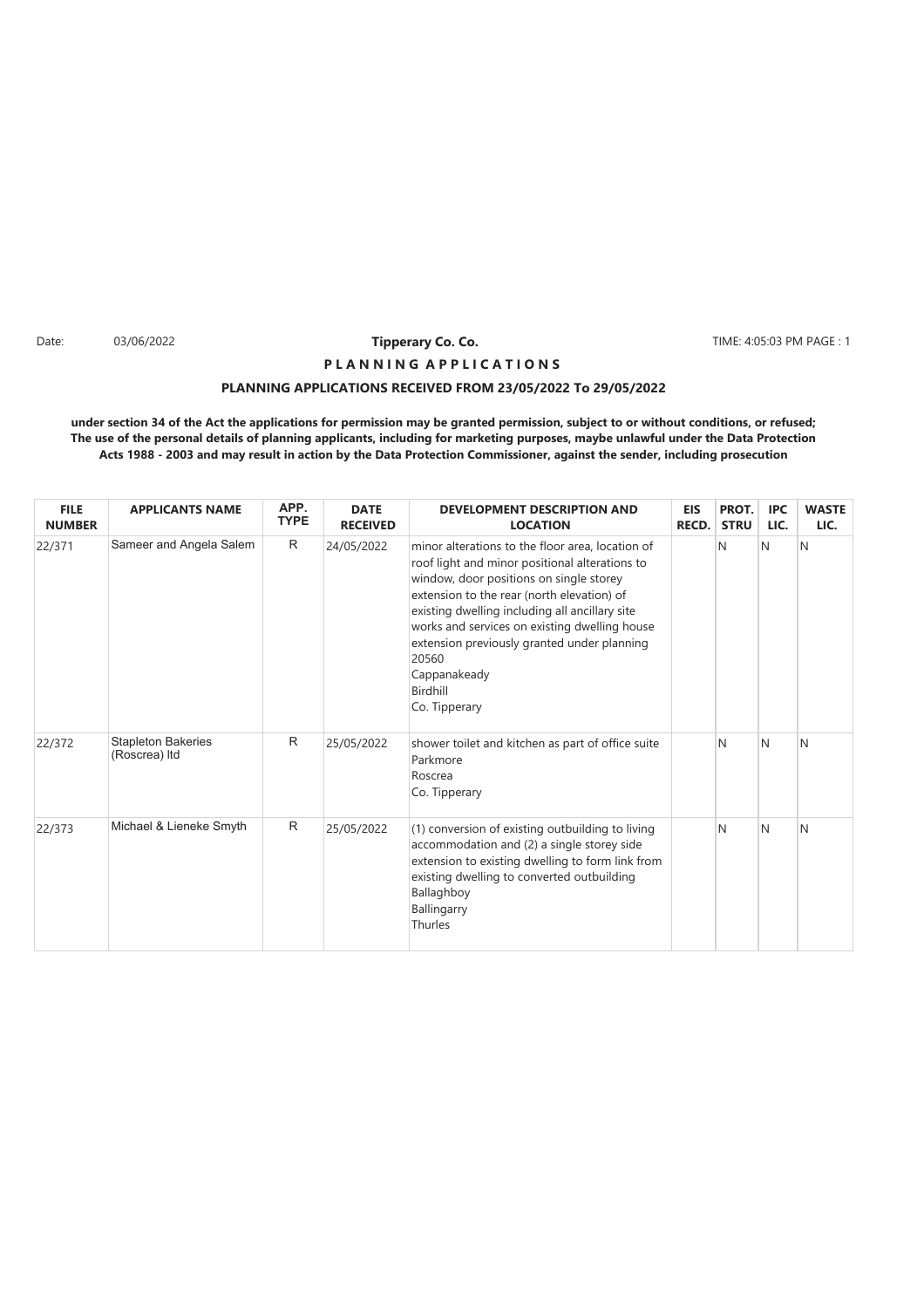Date: 03/06/2022 **Tipperary Co. Co.** TIME: 4:05:03 PM PAGE : 1

**P L A N N I N G  A P P L I C A T I O N S**

**PLANNING APPLICATIONS RECEIVED FROM 23/05/2022 To 29/05/2022**

**under section 34 of the Act the applications for permission may be granted permission, subject to or without conditions, or refused; The use of the personal details of planning applicants, including for marketing purposes, maybe unlawful under the Data Protection Acts 1988 - 2003 and may result in action by the Data Protection Commissioner, against the sender, including prosecution**

| FILE NUMBER | APPLICANTS NAME | APP. TYPE | DATE RECEIVED | DEVELOPMENT DESCRIPTION AND LOCATION | EIS RECD. | PROT. STRU | IPC LIC. | WASTE LIC. |
|---|---|---|---|---|---|---|---|---|
| 22/371 | Sameer and Angela Salem | R | 24/05/2022 | minor alterations to the floor area, location of roof light and minor positional alterations to window, door positions on single storey extension to the rear (north elevation) of existing dwelling including all ancillary site works and services on existing dwelling house extension previously granted under planning 20560<br>Cappanakeady<br>Birdhill<br>Co. Tipperary | | N | N | N |
| 22/372 | Stapleton Bakeries (Roscrea) ltd | R | 25/05/2022 | shower toilet and kitchen as part of office suite<br>Parkmore<br>Roscrea<br>Co. Tipperary | | N | N | N |
| 22/373 | Michael & Lieneke Smyth | R | 25/05/2022 | (1) conversion of existing outbuilding to living accommodation and (2) a single storey side extension to existing dwelling to form link from existing dwelling to converted outbuilding<br>Ballaghboy<br>Ballingarry<br>Thurles | | N | N | N |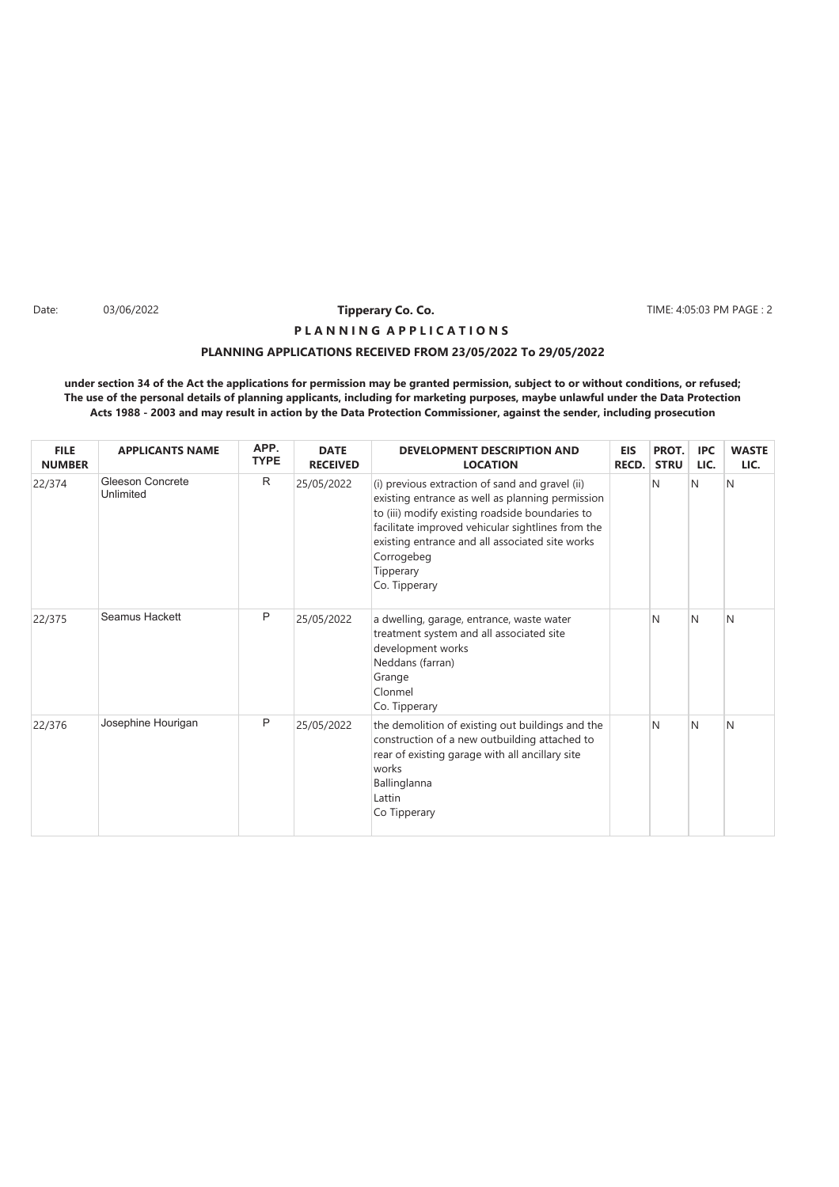Date: 03/06/2022 **Tipperary Co. Co.** TIME: 4:05:03 PM

**P L A N N I N G A P P L I C A T I O N S**

**PLANNING APPLICATIONS RECEIVED FROM 23/05/2022 To 29/05/2022**

**under section 34 of the Act the applications for permission may be granted permission, subject to or without conditions, or refused; The use of the personal details of planning applicants, including for marketing purposes, maybe unlawful under the Data Protection Acts 1988 - 2003 and may result in action by the Data Protection Commissioner, against the sender, including prosecution**

| FILE NUMBER | APPLICANTS NAME | APP. TYPE | DATE RECEIVED | DEVELOPMENT DESCRIPTION AND LOCATION | EIS RECD. | PROT. STRU | IPC LIC. | WASTE LIC. |
|---|---|---|---|---|---|---|---|---|
| 22/374 | Gleeson Concrete Unlimited | R | 25/05/2022 | (i) previous extraction of sand and gravel (ii) existing entrance as well as planning permission to (iii) modify existing roadside boundaries to facilitate improved vehicular sightlines from the existing entrance and all associated site works<br>Corrogebeg<br>Tipperary<br>Co. Tipperary | | N | N | N |
| 22/375 | Seamus Hackett | P | 25/05/2022 | a dwelling, garage, entrance, waste water treatment system and all associated site development works<br>Neddans (farran)<br>Grange<br>Clonmel<br>Co. Tipperary | | N | N | N |
| 22/376 | Josephine Hourigan | P | 25/05/2022 | the demolition of existing out buildings and the construction of a new outbuilding attached to rear of existing garage with all ancillary site works<br>Ballinglanna<br>Lattin<br>Co Tipperary | | N | N | N |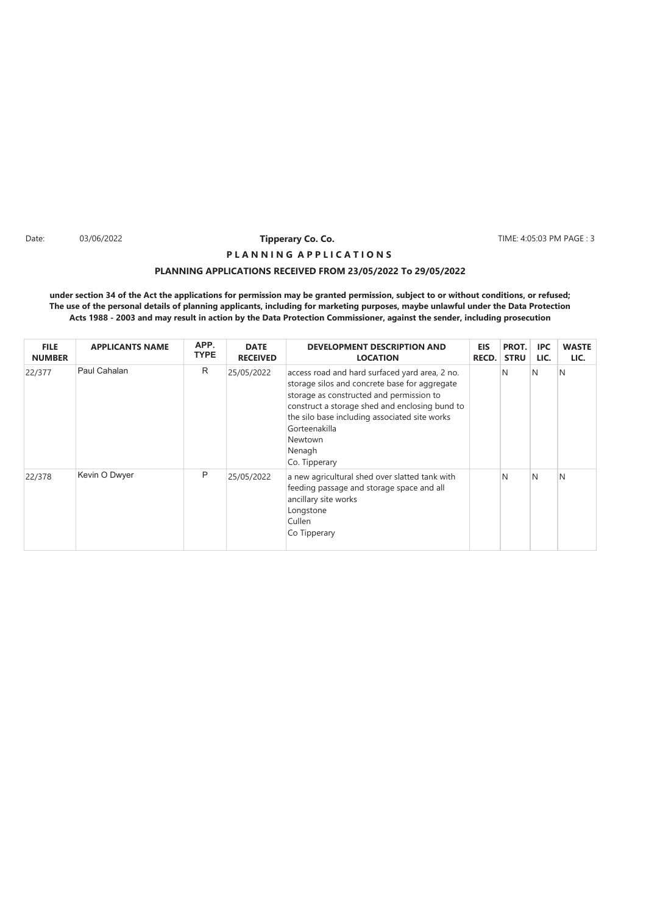Date: 03/06/2022 **Tipperary Co. Co.** TIME: 4:05:03 PM PAGE : 3

**P L A N N I N G A P P L I C A T I O N S**

**PLANNING APPLICATIONS RECEIVED FROM 23/05/2022 To 29/05/2022**

**under section 34 of the Act the applications for permission may be granted permission, subject to or without conditions, or refused; The use of the personal details of planning applicants, including for marketing purposes, maybe unlawful under the Data Protection Acts 1988 - 2003 and may result in action by the Data Protection Commissioner, against the sender, including prosecution**

| FILE NUMBER | APPLICANTS NAME | APP. TYPE | DATE RECEIVED | DEVELOPMENT DESCRIPTION AND LOCATION | EIS RECD. | PROT. STRU | IPC LIC. | WASTE LIC. |
|---|---|---|---|---|---|---|---|---|
| 22/377 | Paul Cahalan | R | 25/05/2022 | access road and hard surfaced yard area, 2 no. storage silos and concrete base for aggregate storage as constructed and permission to construct a storage shed and enclosing bund to the silo base including associated site works Gorteenakilla Newtown Nenagh Co. Tipperary | | N | N | N |
| 22/378 | Kevin O Dwyer | P | 25/05/2022 | a new agricultural shed over slatted tank with feeding passage and storage space and all ancillary site works Longstone Cullen Co Tipperary | | N | N | N |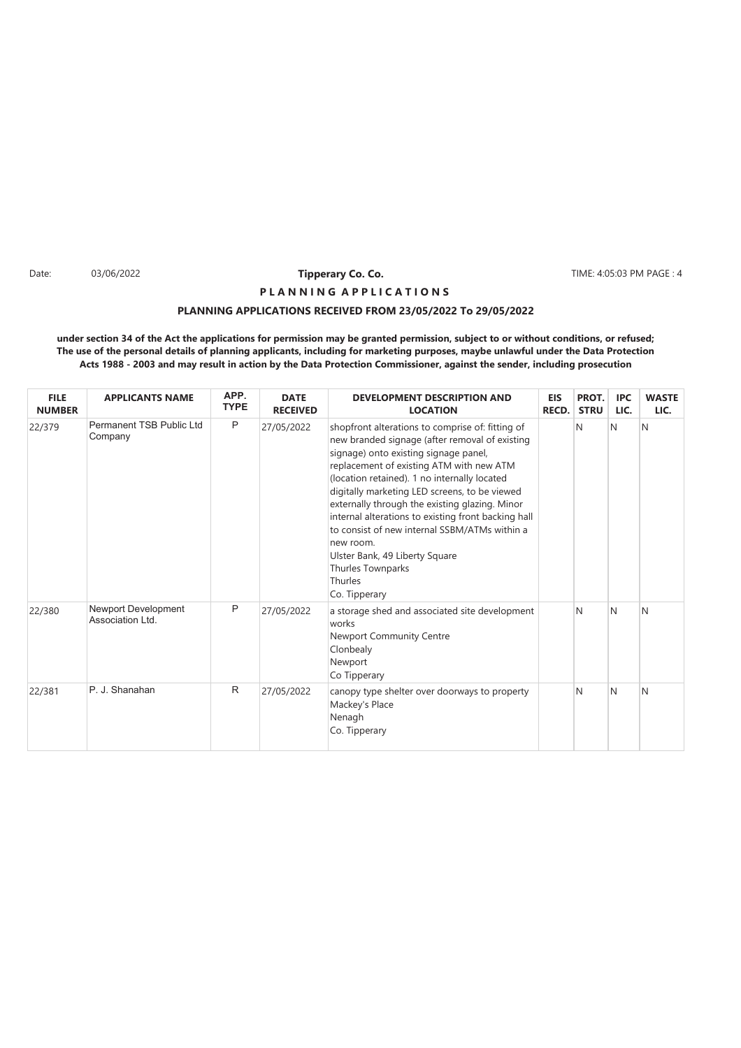Date: 03/06/2022 **Tipperary Co. Co.** TIME: 4:05:03 PM PAGE : 4

**P L A N N I N G A P P L I C A T I O N S**

**PLANNING APPLICATIONS RECEIVED FROM 23/05/2022 To 29/05/2022**

**under section 34 of the Act the applications for permission may be granted permission, subject to or without conditions, or refused; The use of the personal details of planning applicants, including for marketing purposes, maybe unlawful under the Data Protection Acts 1988 - 2003 and may result in action by the Data Protection Commissioner, against the sender, including prosecution**

| FILE NUMBER | APPLICANTS NAME | APP. TYPE | DATE RECEIVED | DEVELOPMENT DESCRIPTION AND LOCATION | EIS RECD. | PROT. STRU | IPC LIC. | WASTE LIC. |
|---|---|---|---|---|---|---|---|---|
| 22/379 | Permanent TSB Public Ltd Company | P | 27/05/2022 | shopfront alterations to comprise of: fitting of new branded signage (after removal of existing signage) onto existing signage panel, replacement of existing ATM with new ATM (location retained). 1 no internally located digitally marketing LED screens, to be viewed externally through the existing glazing. Minor internal alterations to existing front backing hall to consist of new internal SSBM/ATMs within a new room.<br>Ulster Bank, 49 Liberty Square<br>Thurles Townparks<br>Thurles<br>Co. Tipperary | | N | N | N |
| 22/380 | Newport Development Association Ltd. | P | 27/05/2022 | a storage shed and associated site development works<br>Newport Community Centre<br>Clonbealy<br>Newport<br>Co Tipperary | | N | N | N |
| 22/381 | P. J. Shanahan | R | 27/05/2022 | canopy type shelter over doorways to property<br>Mackey's Place<br>Nenagh<br>Co. Tipperary | | N | N | N |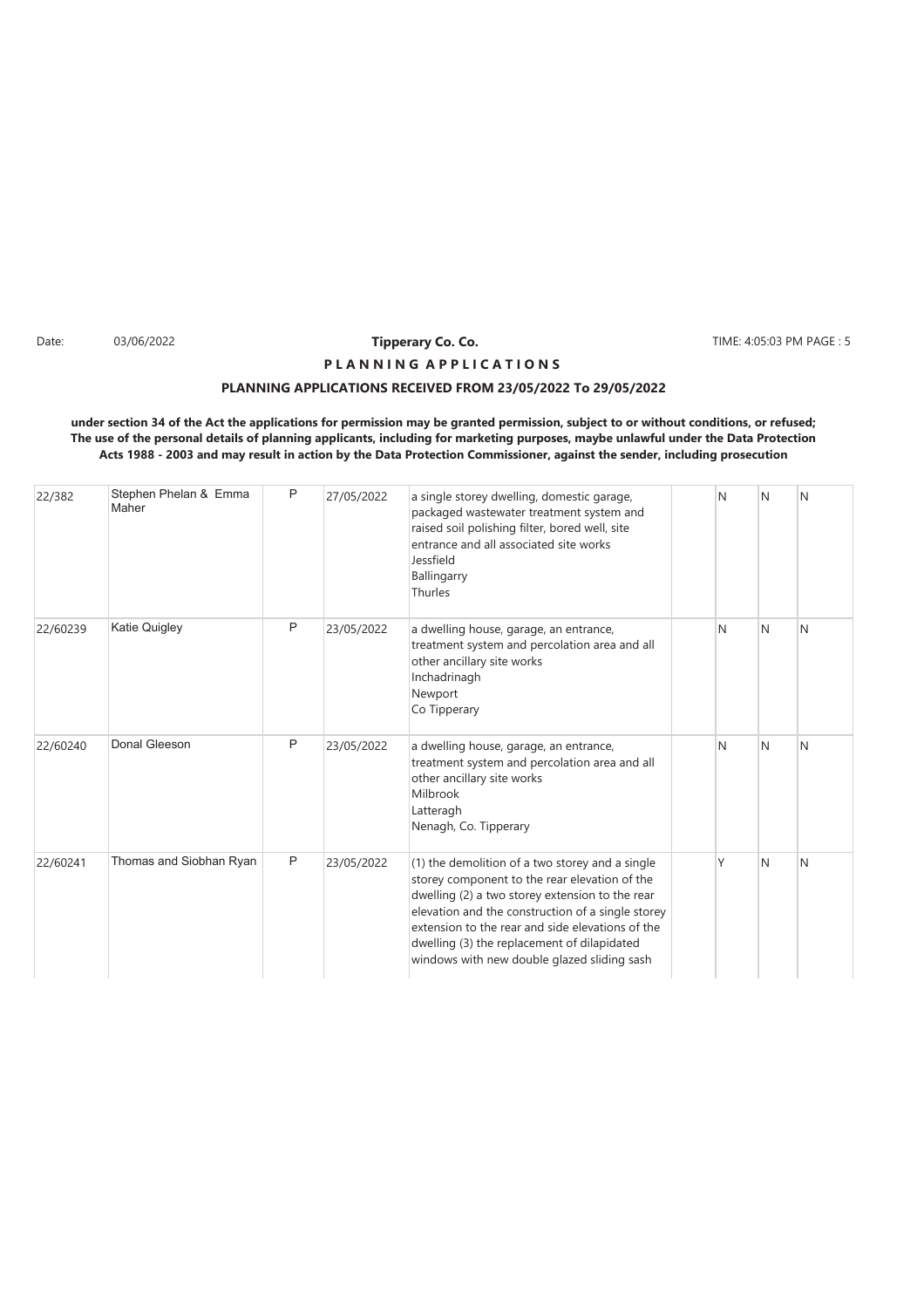**Tipperary Co. Co.**

**P L A N N I N G A P P L I C A T I O N S**

**PLANNING APPLICATIONS RECEIVED FROM 23/05/2022 To 29/05/2022**

**under section 34 of the Act the applications for permission may be granted permission, subject to or without conditions, or refused; The use of the personal details of planning applicants, including for marketing purposes, maybe unlawful under the Data Protection Acts 1988 - 2003 and may result in action by the Data Protection Commissioner, against the sender, including prosecution**

| | | | | | | | | |
|---|---|---|---|---|---|---|---|---|
| 22/382 | Stephen Phelan & Emma Maher | P | 27/05/2022 | a single storey dwelling, domestic garage, packaged wastewater treatment system and raised soil polishing filter, bored well, site entrance and all associated site works<br>Jessfield<br>Ballingarry<br>Thurles | | N | N | N |
| 22/60239 | Katie Quigley | P | 23/05/2022 | a dwelling house, garage, an entrance, treatment system and percolation area and all other ancillary site works<br>Inchadrinagh<br>Newport<br>Co Tipperary | | N | N | N |
| 22/60240 | Donal Gleeson | P | 23/05/2022 | a dwelling house, garage, an entrance, treatment system and percolation area and all other ancillary site works<br>Milbrook<br>Latteragh<br>Nenagh, Co. Tipperary | | N | N | N |
| 22/60241 | Thomas and Siobhan Ryan | P | 23/05/2022 | (1) the demolition of a two storey and a single storey component to the rear elevation of the dwelling (2) a two storey extension to the rear elevation and the construction of a single storey extension to the rear and side elevations of the dwelling (3) the replacement of dilapidated windows with new double glazed sliding sash | | Y | N | N |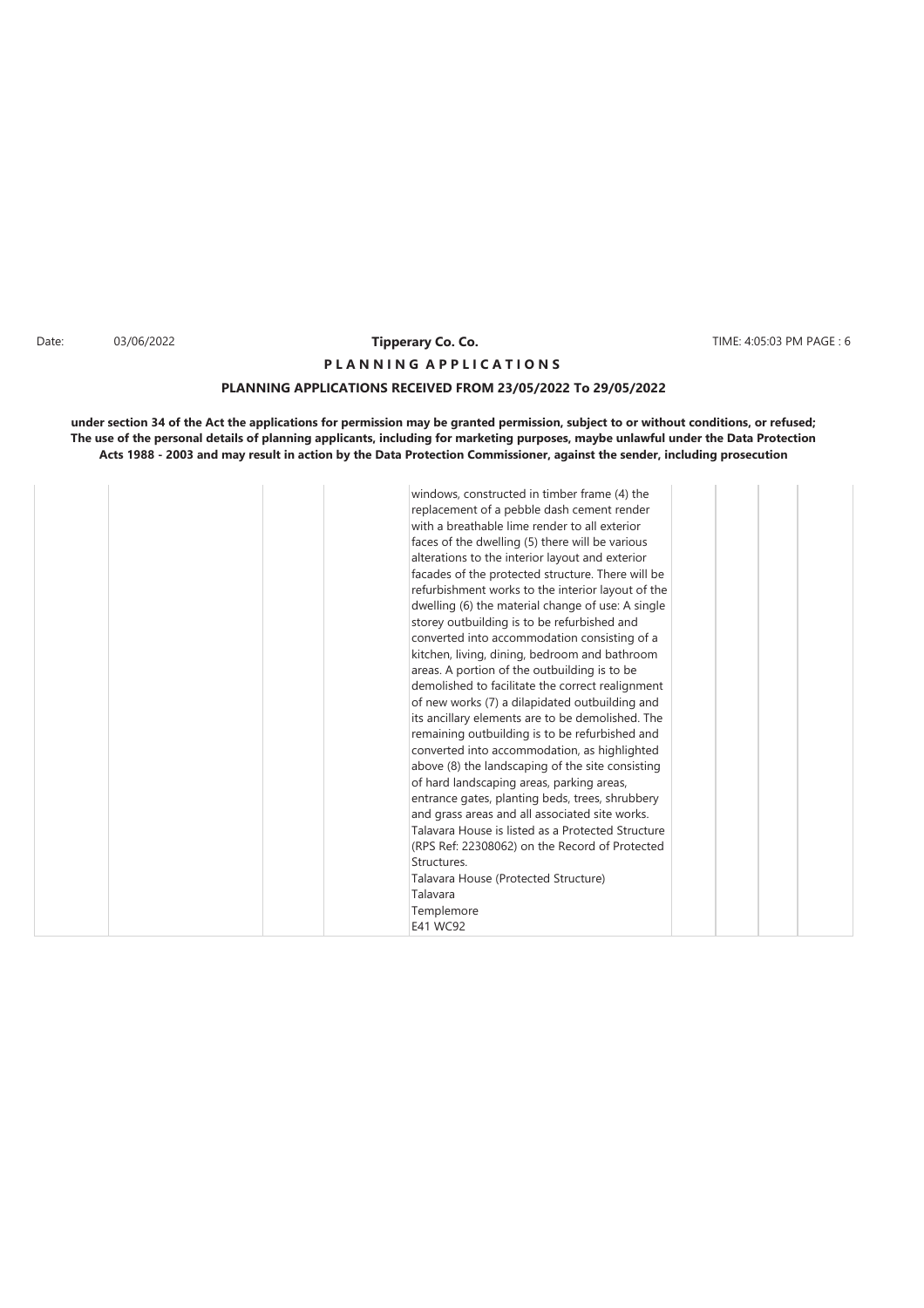Date: 03/06/2022 **Tipperary Co. Co.** TIME: 4:05:03 PM PAGE : 6

**P L A N N I N G A P P L I C A T I O N S**

**PLANNING APPLICATIONS RECEIVED FROM 23/05/2022 To 29/05/2022**

**under section 34 of the Act the applications for permission may be granted permission, subject to or without conditions, or refused; The use of the personal details of planning applicants, including for marketing purposes, maybe unlawful under the Data Protection Acts 1988 - 2003 and may result in action by the Data Protection Commissioner, against the sender, including prosecution**

| | | | | | | | |
|---|---|---|---|---|---|---|---|
| | | | | windows, constructed in timber frame (4) the replacement of a pebble dash cement render with a breathable lime render to all exterior faces of the dwelling (5) there will be various alterations to the interior layout and exterior facades of the protected structure. There will be refurbishment works to the interior layout of the dwelling (6) the material change of use: A single storey outbuilding is to be refurbished and converted into accommodation consisting of a kitchen, living, dining, bedroom and bathroom areas. A portion of the outbuilding is to be demolished to facilitate the correct realignment of new works (7) a dilapidated outbuilding and its ancillary elements are to be demolished. The remaining outbuilding is to be refurbished and converted into accommodation, as highlighted above (8) the landscaping of the site consisting of hard landscaping areas, parking areas, entrance gates, planting beds, trees, shrubbery and grass areas and all associated site works. Talavara House is listed as a Protected Structure (RPS Ref: 22308062) on the Record of Protected Structures.<br>Talavara House (Protected Structure)<br>Talavara<br>Templemore<br>E41 WC92 | | | |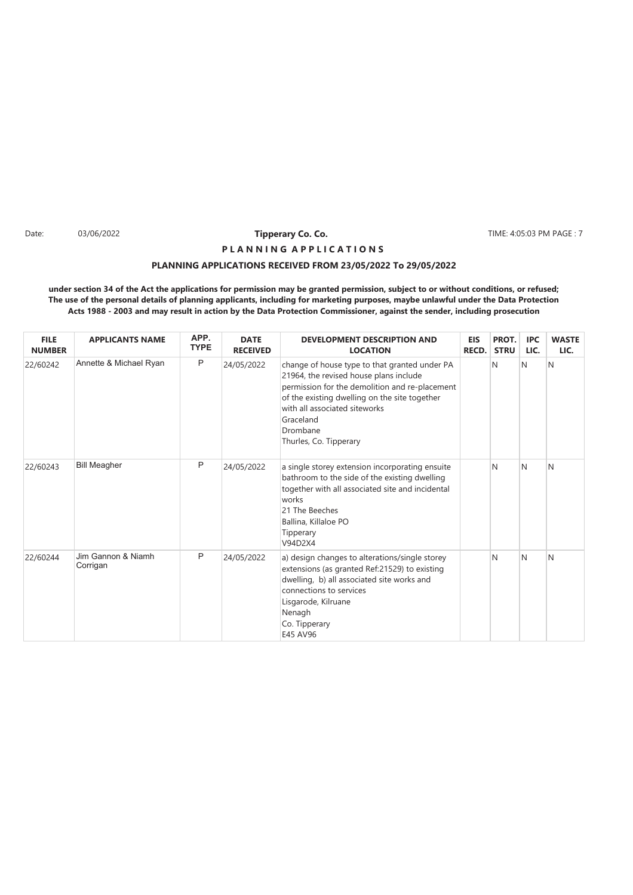Date: 03/06/2022 **Tipperary Co. Co.** TIME: 4:05:03 PM

**P L A N N I N G A P P L I C A T I O N S**

**PLANNING APPLICATIONS RECEIVED FROM 23/05/2022 To 29/05/2022**

**under section 34 of the Act the applications for permission may be granted permission, subject to or without conditions, or refused; The use of the personal details of planning applicants, including for marketing purposes, maybe unlawful under the Data Protection Acts 1988 - 2003 and may result in action by the Data Protection Commissioner, against the sender, including prosecution**

| FILE NUMBER | APPLICANTS NAME | APP. TYPE | DATE RECEIVED | DEVELOPMENT DESCRIPTION AND LOCATION | EIS RECD. | PROT. STRU | IPC LIC. | WASTE LIC. |
|---|---|---|---|---|---|---|---|---|
| 22/60242 | Annette & Michael Ryan | P | 24/05/2022 | change of house type to that granted under PA 21964, the revised house plans include permission for the demolition and re-placement of the existing dwelling on the site together with all associated siteworks<br>Graceland<br>Drombane<br>Thurles, Co. Tipperary | | N | N | N |
| 22/60243 | Bill Meagher | P | 24/05/2022 | a single storey extension incorporating ensuite bathroom to the side of the existing dwelling together with all associated site and incidental works<br>21 The Beeches<br>Ballina, Killaloe PO<br>Tipperary<br>V94D2X4 | | N | N | N |
| 22/60244 | Jim Gannon & Niamh Corrigan | P | 24/05/2022 | a) design changes to alterations/single storey extensions (as granted Ref:21529) to existing dwelling, b) all associated site works and connections to services<br>Lisgarode, Kilruane<br>Nenagh<br>Co. Tipperary<br>E45 AV96 | | N | N | N |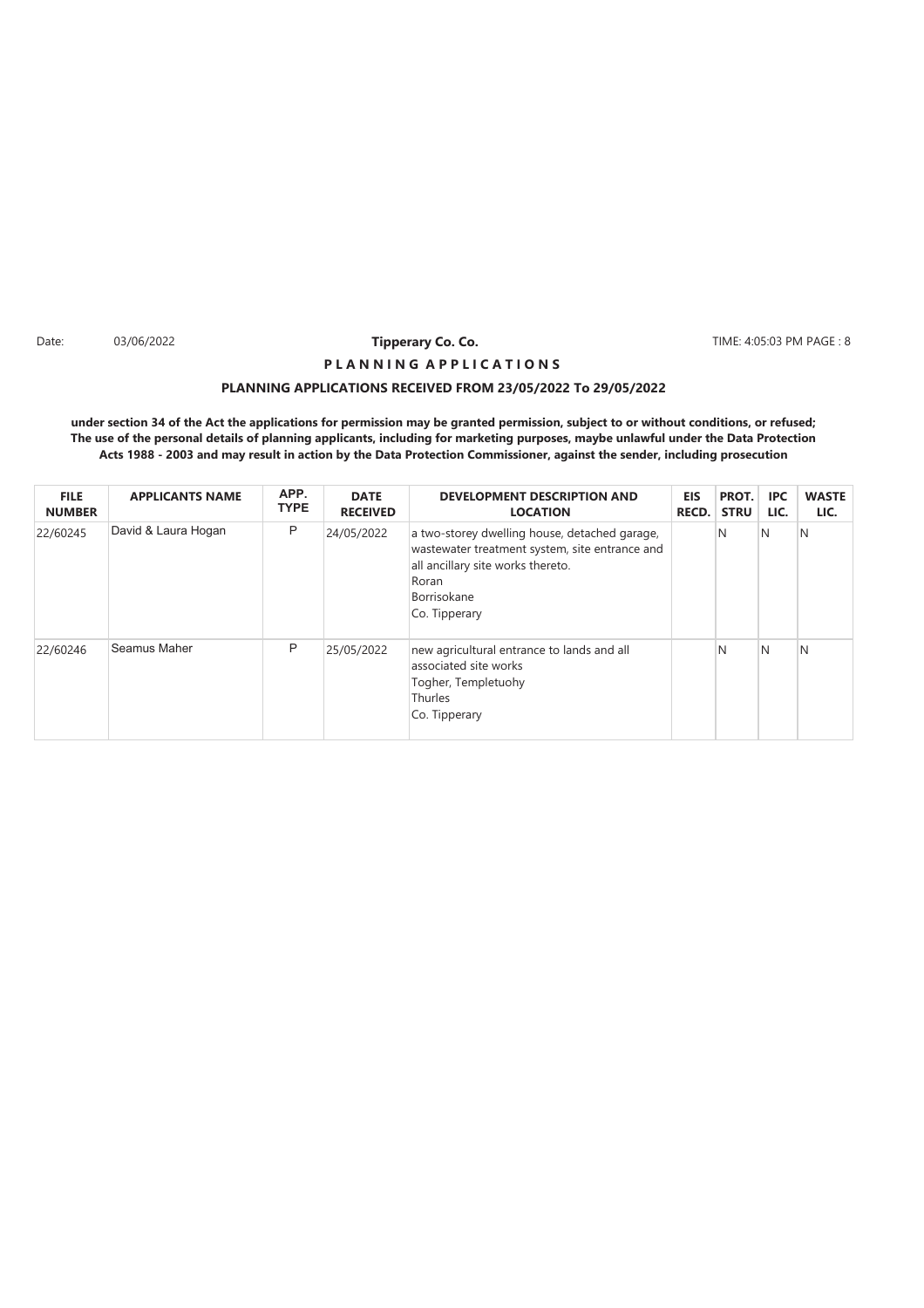Date: 03/06/2022 **Tipperary Co. Co.** TIME: 4:05:03 PM PAGE : 8

**P L A N N I N G   A P P L I C A T I O N S**

**PLANNING APPLICATIONS RECEIVED FROM 23/05/2022 To 29/05/2022**

**under section 34 of the Act the applications for permission may be granted permission, subject to or without conditions, or refused; The use of the personal details of planning applicants, including for marketing purposes, maybe unlawful under the Data Protection Acts 1988 - 2003 and may result in action by the Data Protection Commissioner, against the sender, including prosecution**

| FILE NUMBER | APPLICANTS NAME | APP. TYPE | DATE RECEIVED | DEVELOPMENT DESCRIPTION AND LOCATION | EIS RECD. | PROT. STRU | IPC LIC. | WASTE LIC. |
|---|---|---|---|---|---|---|---|---|
| 22/60245 | David & Laura Hogan | P | 24/05/2022 | a two-storey dwelling house, detached garage, wastewater treatment system, site entrance and all ancillary site works thereto.<br>Roran<br>Borrisokane<br>Co. Tipperary | | N | N | N |
| 22/60246 | Seamus Maher | P | 25/05/2022 | new agricultural entrance to lands and all associated site works<br>Togher, Templetuohy<br>Thurles<br>Co. Tipperary | | N | N | N |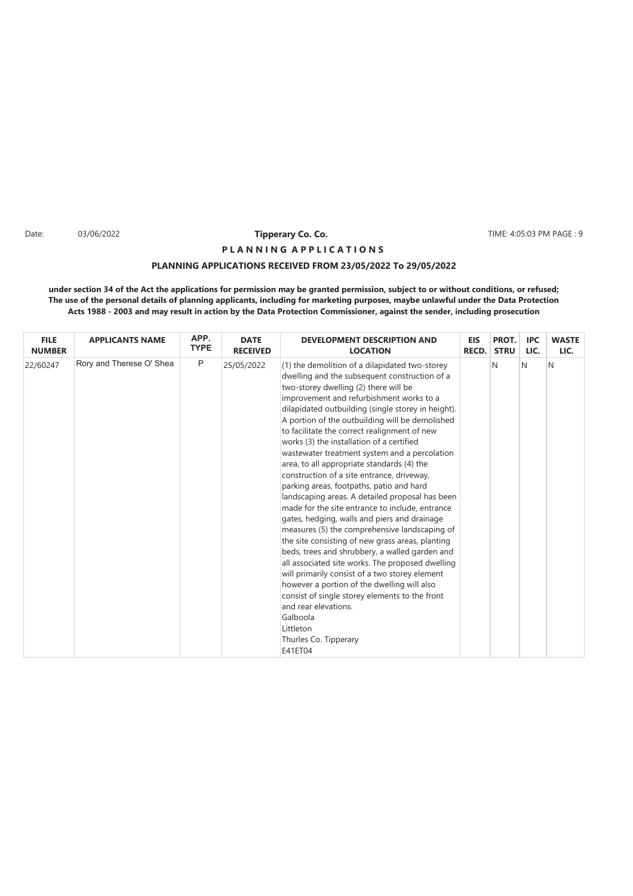Date: 03/06/2022 **Tipperary Co. Co.** TIME: 4:05:03 PM PAGE : 9

**P L A N N I N G A P P L I C A T I O N S**

**PLANNING APPLICATIONS RECEIVED FROM 23/05/2022 To 29/05/2022**

**under section 34 of the Act the applications for permission may be granted permission, subject to or without conditions, or refused; The use of the personal details of planning applicants, including for marketing purposes, maybe unlawful under the Data Protection Acts 1988 - 2003 and may result in action by the Data Protection Commissioner, against the sender, including prosecution**

| FILE NUMBER | APPLICANTS NAME | APP. TYPE | DATE RECEIVED | DEVELOPMENT DESCRIPTION AND LOCATION | EIS RECD. | PROT. STRU | IPC LIC. | WASTE LIC. |
|---|---|---|---|---|---|---|---|---|
| 22/60247 | Rory and Therese O' Shea | P | 25/05/2022 | (1) the demolition of a dilapidated two-storey dwelling and the subsequent construction of a two-storey dwelling (2) there will be improvement and refurbishment works to a dilapidated outbuilding (single storey in height). A portion of the outbuilding will be demolished to facilitate the correct realignment of new works (3) the installation of a certified wastewater treatment system and a percolation area, to all appropriate standards (4) the construction of a site entrance, driveway, parking areas, footpaths, patio and hard landscaping areas. A detailed proposal has been made for the site entrance to include, entrance gates, hedging, walls and piers and drainage measures (5) the comprehensive landscaping of the site consisting of new grass areas, planting beds, trees and shrubbery, a walled garden and all associated site works. The proposed dwelling will primarily consist of a two storey element however a portion of the dwelling will also consist of single storey elements to the front and rear elevations.<br>Galboola<br>Littleton<br>Thurles Co. Tipperary<br>E41ET04 | | N | N | N |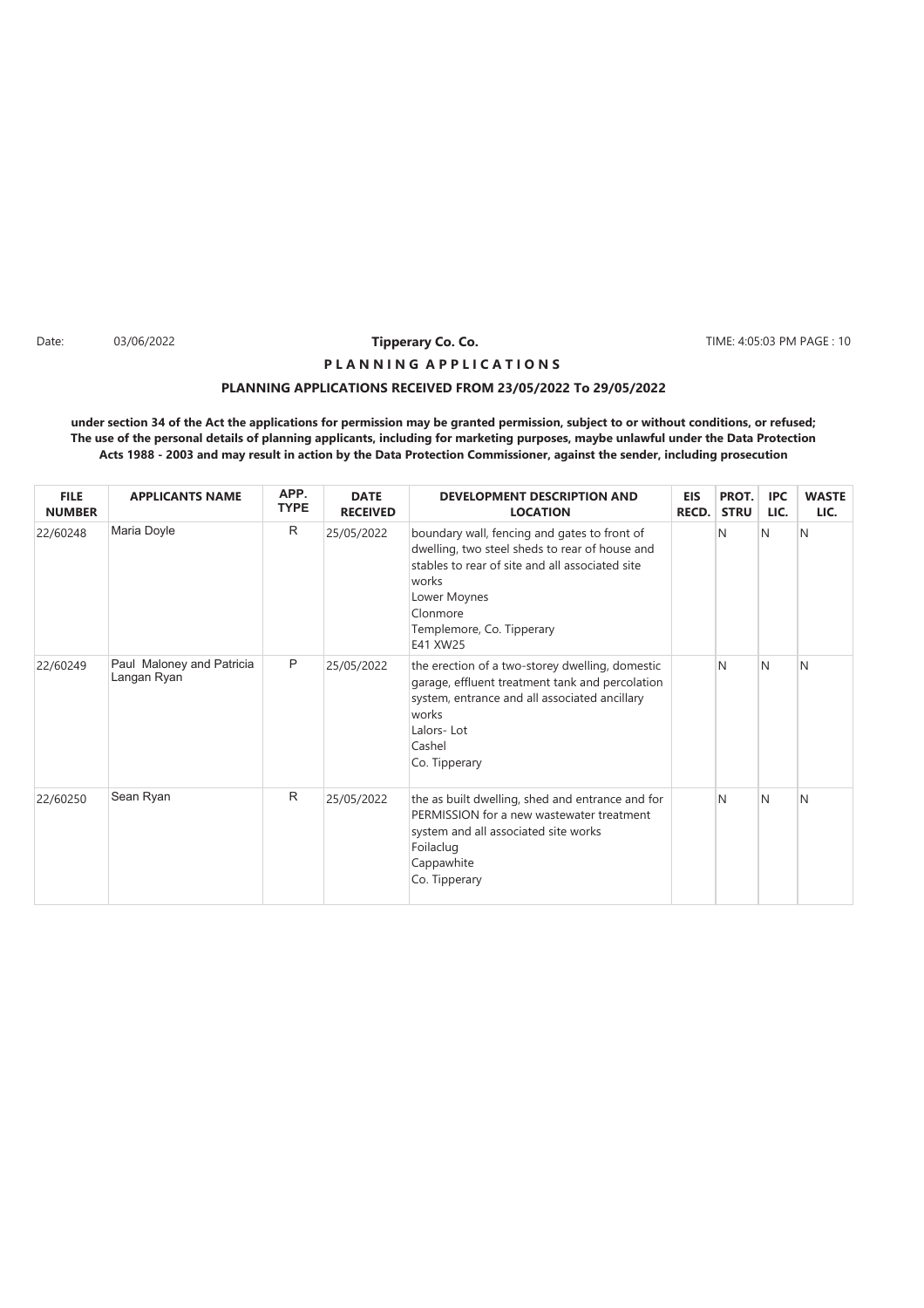Date: 03/06/2022 **Tipperary Co. Co.** TIME: 4:05:03 PM PAGE : 10

**P L A N N I N G A P P L I C A T I O N S**

**PLANNING APPLICATIONS RECEIVED FROM 23/05/2022 To 29/05/2022**

**under section 34 of the Act the applications for permission may be granted permission, subject to or without conditions, or refused; The use of the personal details of planning applicants, including for marketing purposes, maybe unlawful under the Data Protection Acts 1988 - 2003 and may result in action by the Data Protection Commissioner, against the sender, including prosecution**

| FILE NUMBER | APPLICANTS NAME | APP. TYPE | DATE RECEIVED | DEVELOPMENT DESCRIPTION AND LOCATION | EIS RECD. | PROT. STRU | IPC LIC. | WASTE LIC. |
|---|---|---|---|---|---|---|---|---|
| 22/60248 | Maria Doyle | R | 25/05/2022 | boundary wall, fencing and gates to front of dwelling, two steel sheds to rear of house and stables to rear of site and all associated site works<br>Lower Moynes<br>Clonmore<br>Templemore, Co. Tipperary<br>E41 XW25 | | N | N | N |
| 22/60249 | Paul Maloney and Patricia Langan Ryan | P | 25/05/2022 | the erection of a two-storey dwelling, domestic garage, effluent treatment tank and percolation system, entrance and all associated ancillary works<br>Lalors- Lot<br>Cashel<br>Co. Tipperary | | N | N | N |
| 22/60250 | Sean Ryan | R | 25/05/2022 | the as built dwelling, shed and entrance and for PERMISSION for a new wastewater treatment system and all associated site works<br>Foilaclug<br>Cappawhite<br>Co. Tipperary | | N | N | N |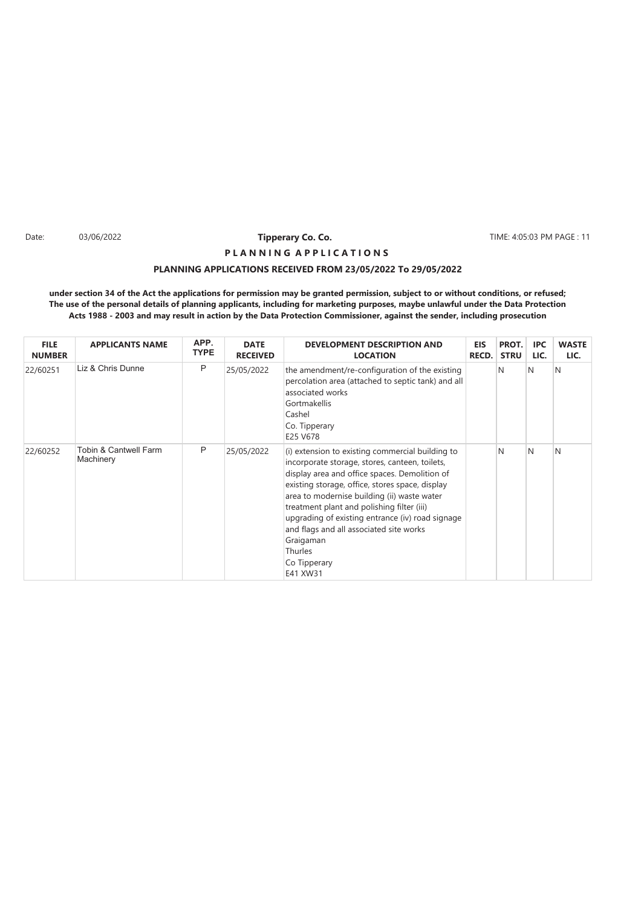Date: 03/06/2022 **Tipperary Co. Co.** TIME: 4:05:03 PM PAGE : 11

**P L A N N I N G A P P L I C A T I O N S**

**PLANNING APPLICATIONS RECEIVED FROM 23/05/2022 To 29/05/2022**

**under section 34 of the Act the applications for permission may be granted permission, subject to or without conditions, or refused; The use of the personal details of planning applicants, including for marketing purposes, maybe unlawful under the Data Protection Acts 1988 - 2003 and may result in action by the Data Protection Commissioner, against the sender, including prosecution**

| FILE NUMBER | APPLICANTS NAME | APP. TYPE | DATE RECEIVED | DEVELOPMENT DESCRIPTION AND LOCATION | EIS RECD. | PROT. STRU | IPC LIC. | WASTE LIC. |
|---|---|---|---|---|---|---|---|---|
| 22/60251 | Liz & Chris Dunne | P | 25/05/2022 | the amendment/re-configuration of the existing percolation area (attached to septic tank) and all associated works<br>Gortmakellis<br>Cashel<br>Co. Tipperary<br>E25 V678 | | N | N | N |
| 22/60252 | Tobin & Cantwell Farm Machinery | P | 25/05/2022 | (i) extension to existing commercial building to incorporate storage, stores, canteen, toilets, display area and office spaces. Demolition of existing storage, office, stores space, display area to modernise building (ii) waste water treatment plant and polishing filter (iii) upgrading of existing entrance (iv) road signage and flags and all associated site works<br>Graigaman<br>Thurles<br>Co Tipperary<br>E41 XW31 | | N | N | N |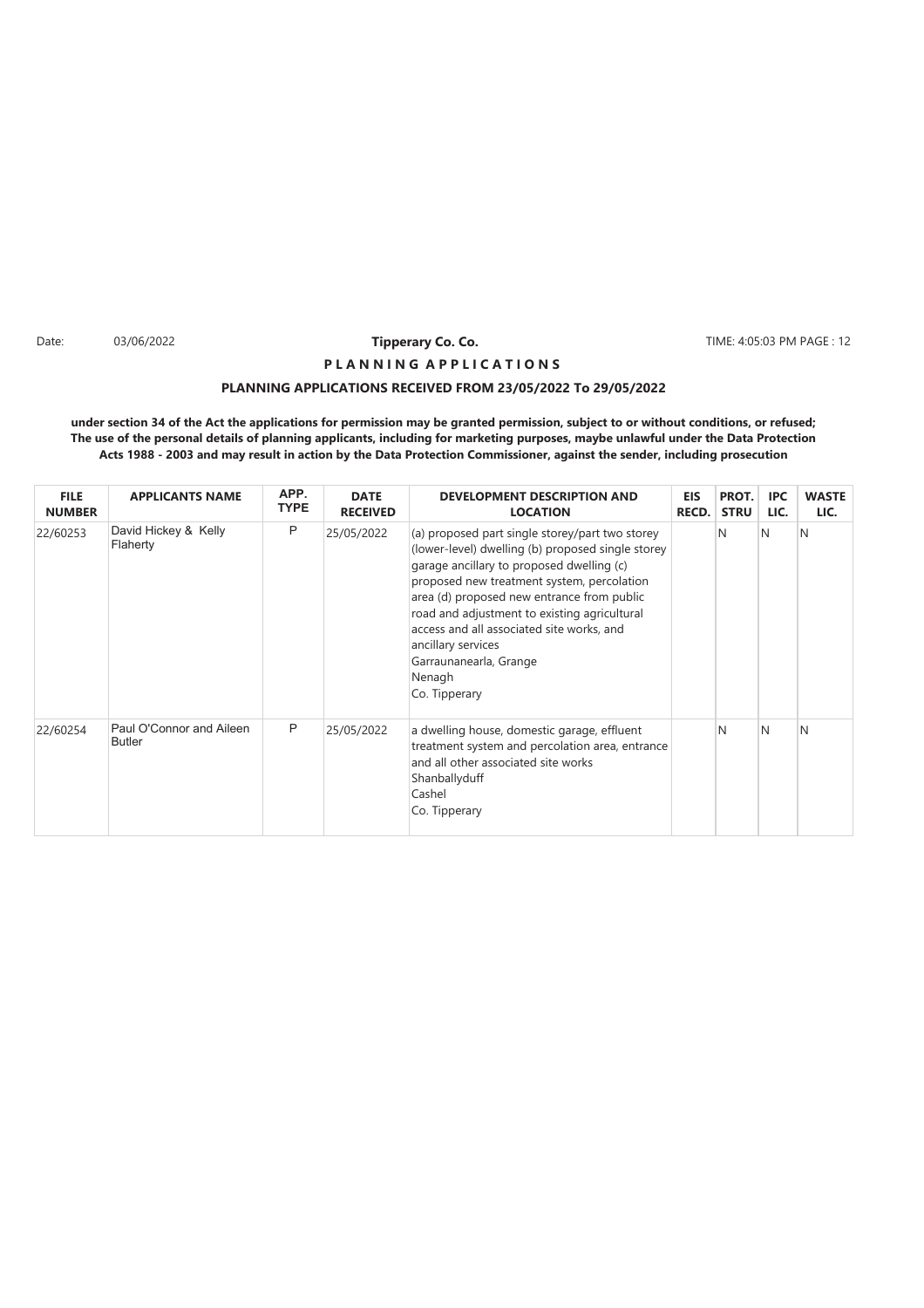Date: 03/06/2022 **Tipperary Co. Co.** TIME: 4:05:03 PM PAGE : 12

**P L A N N I N G A P P L I C A T I O N S**

**PLANNING APPLICATIONS RECEIVED FROM 23/05/2022 To 29/05/2022**

**under section 34 of the Act the applications for permission may be granted permission, subject to or without conditions, or refused; The use of the personal details of planning applicants, including for marketing purposes, maybe unlawful under the Data Protection Acts 1988 - 2003 and may result in action by the Data Protection Commissioner, against the sender, including prosecution**

| FILE NUMBER | APPLICANTS NAME | APP. TYPE | DATE RECEIVED | DEVELOPMENT DESCRIPTION AND LOCATION | EIS RECD. | PROT. STRU | IPC LIC. | WASTE LIC. |
|---|---|---|---|---|---|---|---|---|
| 22/60253 | David Hickey & Kelly Flaherty | P | 25/05/2022 | (a) proposed part single storey/part two storey (lower-level) dwelling (b) proposed single storey garage ancillary to proposed dwelling (c) proposed new treatment system, percolation area (d) proposed new entrance from public road and adjustment to existing agricultural access and all associated site works, and ancillary services<br>Garraunanearla, Grange<br>Nenagh<br>Co. Tipperary | | N | N | N |
| 22/60254 | Paul O'Connor and Aileen Butler | P | 25/05/2022 | a dwelling house, domestic garage, effluent treatment system and percolation area, entrance and all other associated site works<br>Shanballyduff<br>Cashel<br>Co. Tipperary | | N | N | N |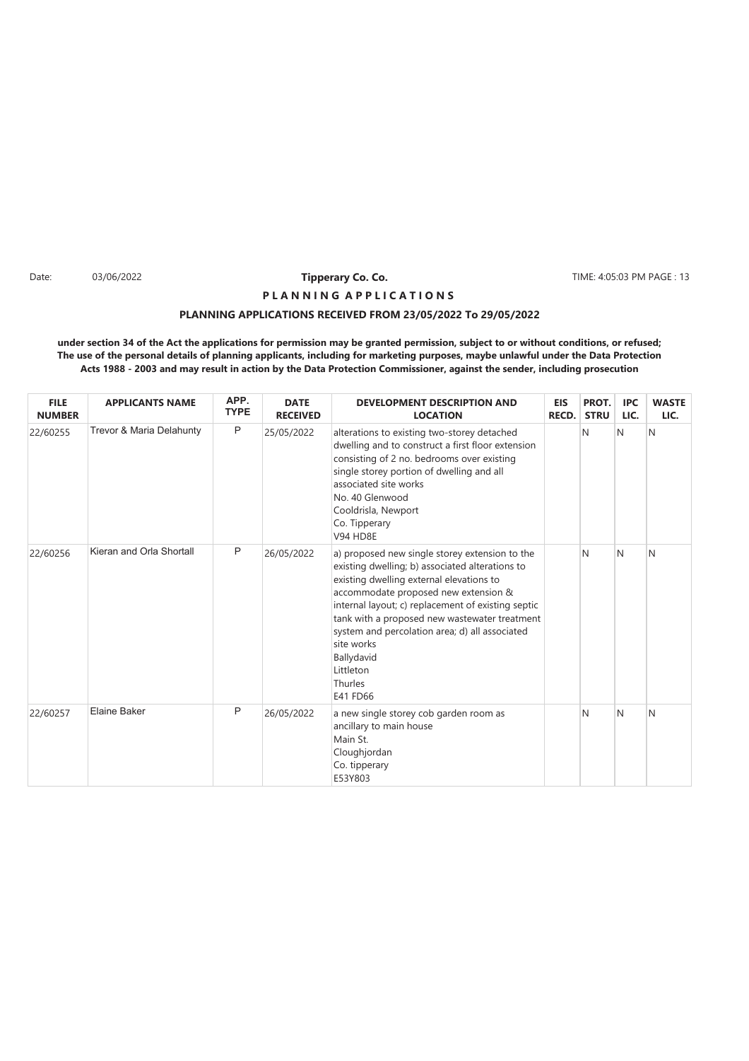Date: 03/06/2022 **Tipperary Co. Co.** TIME: 4:05:03 PM

**P L A N N I N G A P P L I C A T I O N S**

**PLANNING APPLICATIONS RECEIVED FROM 23/05/2022 To 29/05/2022**

**under section 34 of the Act the applications for permission may be granted permission, subject to or without conditions, or refused; The use of the personal details of planning applicants, including for marketing purposes, maybe unlawful under the Data Protection Acts 1988 - 2003 and may result in action by the Data Protection Commissioner, against the sender, including prosecution**

| FILE NUMBER | APPLICANTS NAME | APP. TYPE | DATE RECEIVED | DEVELOPMENT DESCRIPTION AND LOCATION | EIS RECD. | PROT. STRU | IPC LIC. | WASTE LIC. |
|---|---|---|---|---|---|---|---|---|
| 22/60255 | Trevor & Maria Delahunty | P | 25/05/2022 | alterations to existing two-storey detached dwelling and to construct a first floor extension consisting of 2 no. bedrooms over existing single storey portion of dwelling and all associated site works<br>No. 40 Glenwood<br>Cooldrisla, Newport<br>Co. Tipperary<br>V94 HD8E | | N | N | N |
| 22/60256 | Kieran and Orla Shortall | P | 26/05/2022 | a) proposed new single storey extension to the existing dwelling; b) associated alterations to existing dwelling external elevations to accommodate proposed new extension & internal layout; c) replacement of existing septic tank with a proposed new wastewater treatment system and percolation area; d) all associated site works<br>Ballydavid<br>Littleton<br>Thurles<br>E41 FD66 | | N | N | N |
| 22/60257 | Elaine Baker | P | 26/05/2022 | a new single storey cob garden room as ancillary to main house<br>Main St.<br>Cloughjordan<br>Co. tipperary<br>E53Y803 | | N | N | N |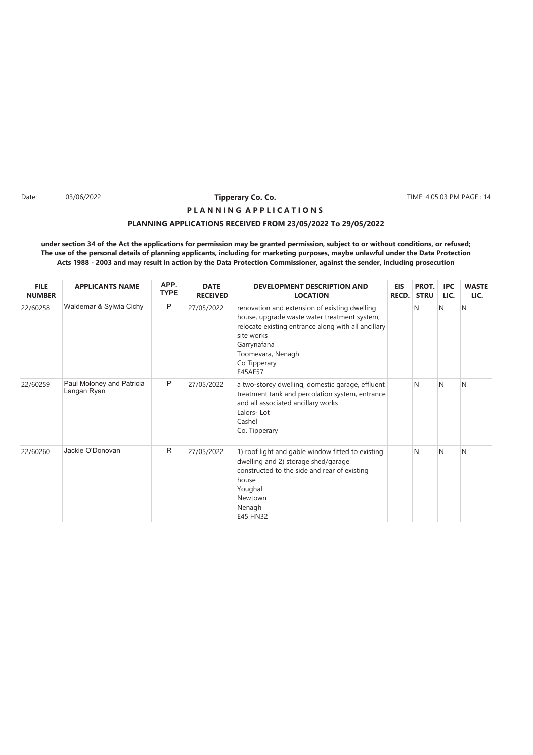Date: 03/06/2022 **Tipperary Co. Co.** TIME: 4:05:03 PM

**P L A N N I N G A P P L I C A T I O N S**

**PLANNING APPLICATIONS RECEIVED FROM 23/05/2022 To 29/05/2022**

**under section 34 of the Act the applications for permission may be granted permission, subject to or without conditions, or refused; The use of the personal details of planning applicants, including for marketing purposes, maybe unlawful under the Data Protection Acts 1988 - 2003 and may result in action by the Data Protection Commissioner, against the sender, including prosecution**

| FILE NUMBER | APPLICANTS NAME | APP. TYPE | DATE RECEIVED | DEVELOPMENT DESCRIPTION AND LOCATION | EIS RECD. | PROT. STRU | IPC LIC. | WASTE LIC. |
|---|---|---|---|---|---|---|---|---|
| 22/60258 | Waldemar & Sylwia Cichy | P | 27/05/2022 | renovation and extension of existing dwelling house, upgrade waste water treatment system, relocate existing entrance along with all ancillary site works<br>Garrynafana<br>Toomevara, Nenagh<br>Co Tipperary<br>E45AF57 | | N | N | N |
| 22/60259 | Paul Moloney and Patricia Langan Ryan | P | 27/05/2022 | a two-storey dwelling, domestic garage, effluent treatment tank and percolation system, entrance and all associated ancillary works<br>Lalors- Lot<br>Cashel<br>Co. Tipperary | | N | N | N |
| 22/60260 | Jackie O'Donovan | R | 27/05/2022 | 1) roof light and gable window fitted to existing dwelling and 2) storage shed/garage constructed to the side and rear of existing house<br>Youghal<br>Newtown<br>Nenagh<br>E45 HN32 | | N | N | N |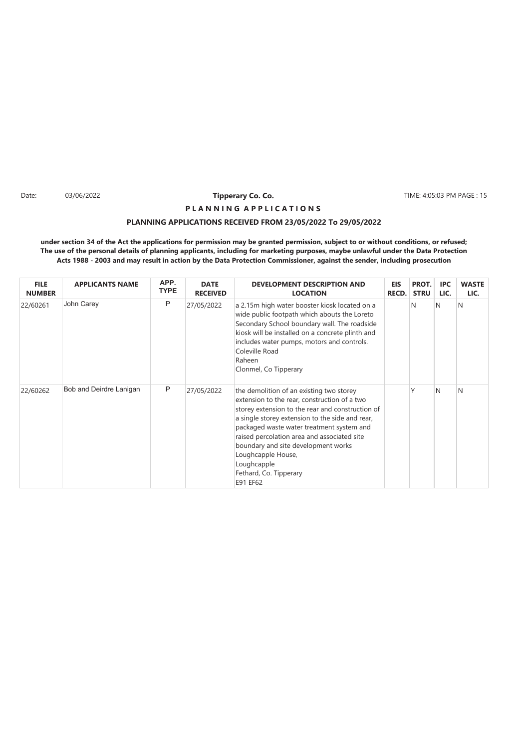Date: 03/06/2022 **Tipperary Co. Co.** TIME: 4:05:03 PM

**P L A N N I N G A P P L I C A T I O N S**

**PLANNING APPLICATIONS RECEIVED FROM 23/05/2022 To 29/05/2022**

**under section 34 of the Act the applications for permission may be granted permission, subject to or without conditions, or refused; The use of the personal details of planning applicants, including for marketing purposes, maybe unlawful under the Data Protection Acts 1988 - 2003 and may result in action by the Data Protection Commissioner, against the sender, including prosecution**

| FILE NUMBER | APPLICANTS NAME | APP. TYPE | DATE RECEIVED | DEVELOPMENT DESCRIPTION AND LOCATION | EIS RECD. | PROT. STRU | IPC LIC. | WASTE LIC. |
|---|---|---|---|---|---|---|---|---|
| 22/60261 | John Carey | P | 27/05/2022 | a 2.15m high water booster kiosk located on a wide public footpath which abouts the Loreto Secondary School boundary wall. The roadside kiosk will be installed on a concrete plinth and includes water pumps, motors and controls. Coleville Road Raheen Clonmel, Co Tipperary | | N | N | N |
| 22/60262 | Bob and Deirdre Lanigan | P | 27/05/2022 | the demolition of an existing two storey extension to the rear, construction of a two storey extension to the rear and construction of a single storey extension to the side and rear, packaged waste water treatment system and raised percolation area and associated site boundary and site development works Loughcapple House, Loughcapple Fethard, Co. Tipperary E91 EF62 | | Y | N | N |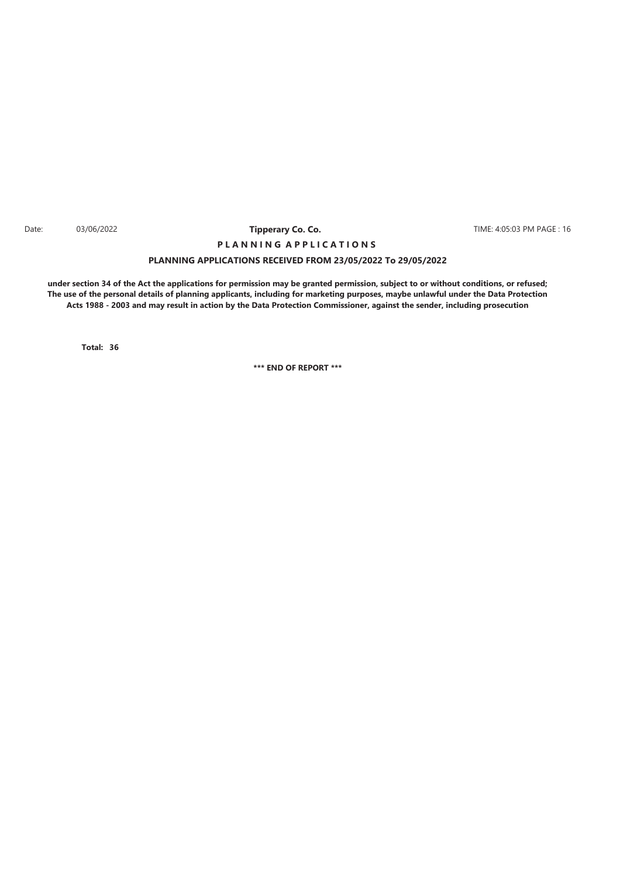**PLANNING APPLICATIONS**

**PLANNING APPLICATIONS RECEIVED FROM 23/05/2022 To 29/05/2022**

**under section 34 of the Act the applications for permission may be granted permission, subject to or without conditions, or refused; The use of the personal details of planning applicants, including for marketing purposes, maybe unlawful under the Data Protection Acts 1988 - 2003 and may result in action by the Data Protection Commissioner, against the sender, including prosecution**

**Total: 36**

**\*\*\* END OF REPORT \*\*\***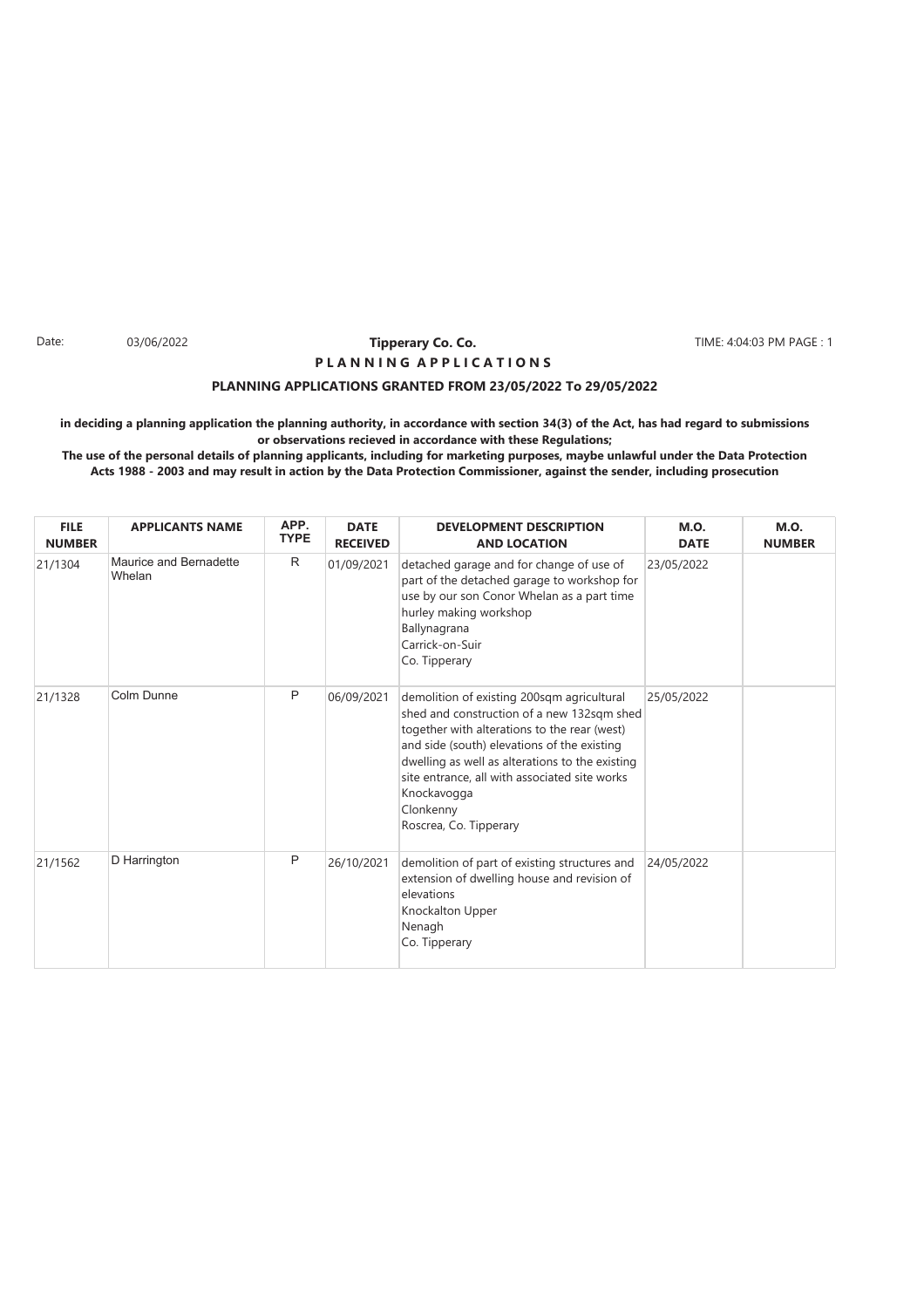Date: 03/06/2022 **Tipperary Co. Co.** TIME: 4:04:03 PM PAGE : 1

**P L A N N I N G A P P L I C A T I O N S**

**PLANNING APPLICATIONS GRANTED FROM 23/05/2022 To 29/05/2022**

**in deciding a planning application the planning authority, in accordance with section 34(3) of the Act, has had regard to submissions or observations recieved in accordance with these Regulations;**
**The use of the personal details of planning applicants, including for marketing purposes, maybe unlawful under the Data Protection Acts 1988 - 2003 and may result in action by the Data Protection Commissioner, against the sender, including prosecution**

| FILE NUMBER | APPLICANTS NAME | APP. TYPE | DATE RECEIVED | DEVELOPMENT DESCRIPTION AND LOCATION | M.O. DATE | M.O. NUMBER |
|---|---|---|---|---|---|---|
| 21/1304 | Maurice and Bernadette Whelan | R | 01/09/2021 | detached garage and for change of use of part of the detached garage to workshop for use by our son Conor Whelan as a part time hurley making workshop<br>Ballynagrana<br>Carrick-on-Suir<br>Co. Tipperary | 23/05/2022 | |
| 21/1328 | Colm Dunne | P | 06/09/2021 | demolition of existing 200sqm agricultural shed and construction of a new 132sqm shed together with alterations to the rear (west) and side (south) elevations of the existing dwelling as well as alterations to the existing site entrance, all with associated site works<br>Knockavogga<br>Clonkenny<br>Roscrea, Co. Tipperary | 25/05/2022 | |
| 21/1562 | D Harrington | P | 26/10/2021 | demolition of part of existing structures and extension of dwelling house and revision of elevations<br>Knockalton Upper<br>Nenagh<br>Co. Tipperary | 24/05/2022 | |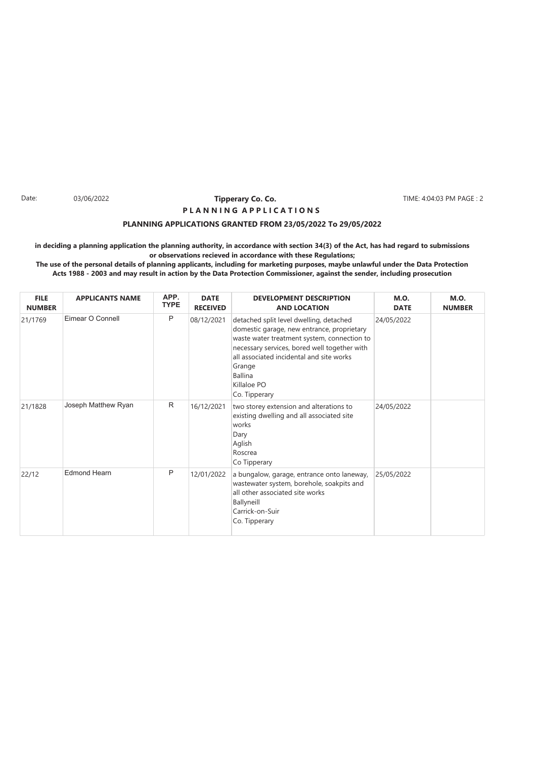**Tipperary Co. Co.**

**P L A N N I N G A P P L I C A T I O N S**

**PLANNING APPLICATIONS GRANTED FROM 23/05/2022 To 29/05/2022**

**in deciding a planning application the planning authority, in accordance with section 34(3) of the Act, has had regard to submissions or observations recieved in accordance with these Regulations;**

**The use of the personal details of planning applicants, including for marketing purposes, maybe unlawful under the Data Protection Acts 1988 - 2003 and may result in action by the Data Protection Commissioner, against the sender, including prosecution**

| FILE NUMBER | APPLICANTS NAME | APP. TYPE | DATE RECEIVED | DEVELOPMENT DESCRIPTION AND LOCATION | M.O. DATE | M.O. NUMBER |
|---|---|---|---|---|---|---|
| 21/1769 | Eimear O Connell | P | 08/12/2021 | detached split level dwelling, detached domestic garage, new entrance, proprietary waste water treatment system, connection to necessary services, bored well together with all associated incidental and site works<br>Grange<br>Ballina<br>Killaloe PO<br>Co. Tipperary | 24/05/2022 | |
| 21/1828 | Joseph Matthew Ryan | R | 16/12/2021 | two storey extension and alterations to existing dwelling and all associated site works<br>Dary<br>Aglish<br>Roscrea<br>Co Tipperary | 24/05/2022 | |
| 22/12 | Edmond Hearn | P | 12/01/2022 | a bungalow, garage, entrance onto laneway, wastewater system, borehole, soakpits and all other associated site works<br>Ballyneill<br>Carrick-on-Suir<br>Co. Tipperary | 25/05/2022 | |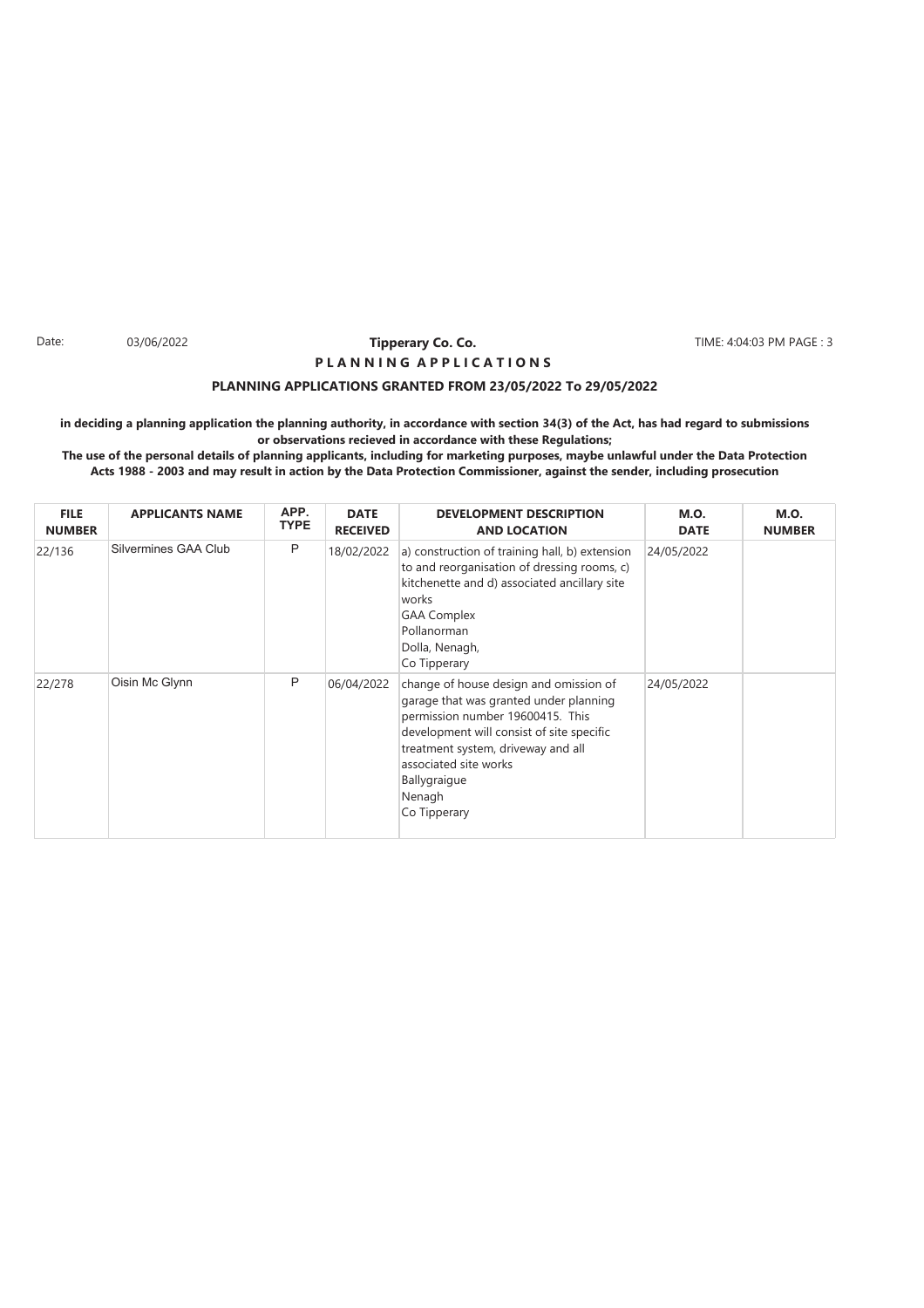Date: 03/06/2022

**Tipperary Co. Co.**

TIME: 4:04:03 PM PAGE : 3

**P L A N N I N G   A P P L I C A T I O N S**

**PLANNING APPLICATIONS GRANTED FROM 23/05/2022 To 29/05/2022**

**in deciding a planning application the planning authority, in accordance with section 34(3) of the Act, has had regard to submissions or observations recieved in accordance with these Regulations;**

**The use of the personal details of planning applicants, including for marketing purposes, maybe unlawful under the Data Protection Acts 1988 - 2003 and may result in action by the Data Protection Commissioner, against the sender, including prosecution**

| FILE NUMBER | APPLICANTS NAME | APP. TYPE | DATE RECEIVED | DEVELOPMENT DESCRIPTION AND LOCATION | M.O. DATE | M.O. NUMBER |
|---|---|---|---|---|---|---|
| 22/136 | Silvermines GAA Club | P | 18/02/2022 | a) construction of training hall, b) extension to and reorganisation of dressing rooms, c) kitchenette and d) associated ancillary site works<br>GAA Complex<br>Pollanorman<br>Dolla, Nenagh,<br>Co Tipperary | 24/05/2022 | |
| 22/278 | Oisin Mc Glynn | P | 06/04/2022 | change of house design and omission of garage that was granted under planning permission number 19600415. This development will consist of site specific treatment system, driveway and all associated site works<br>Ballygraigue<br>Nenagh<br>Co Tipperary | 24/05/2022 | |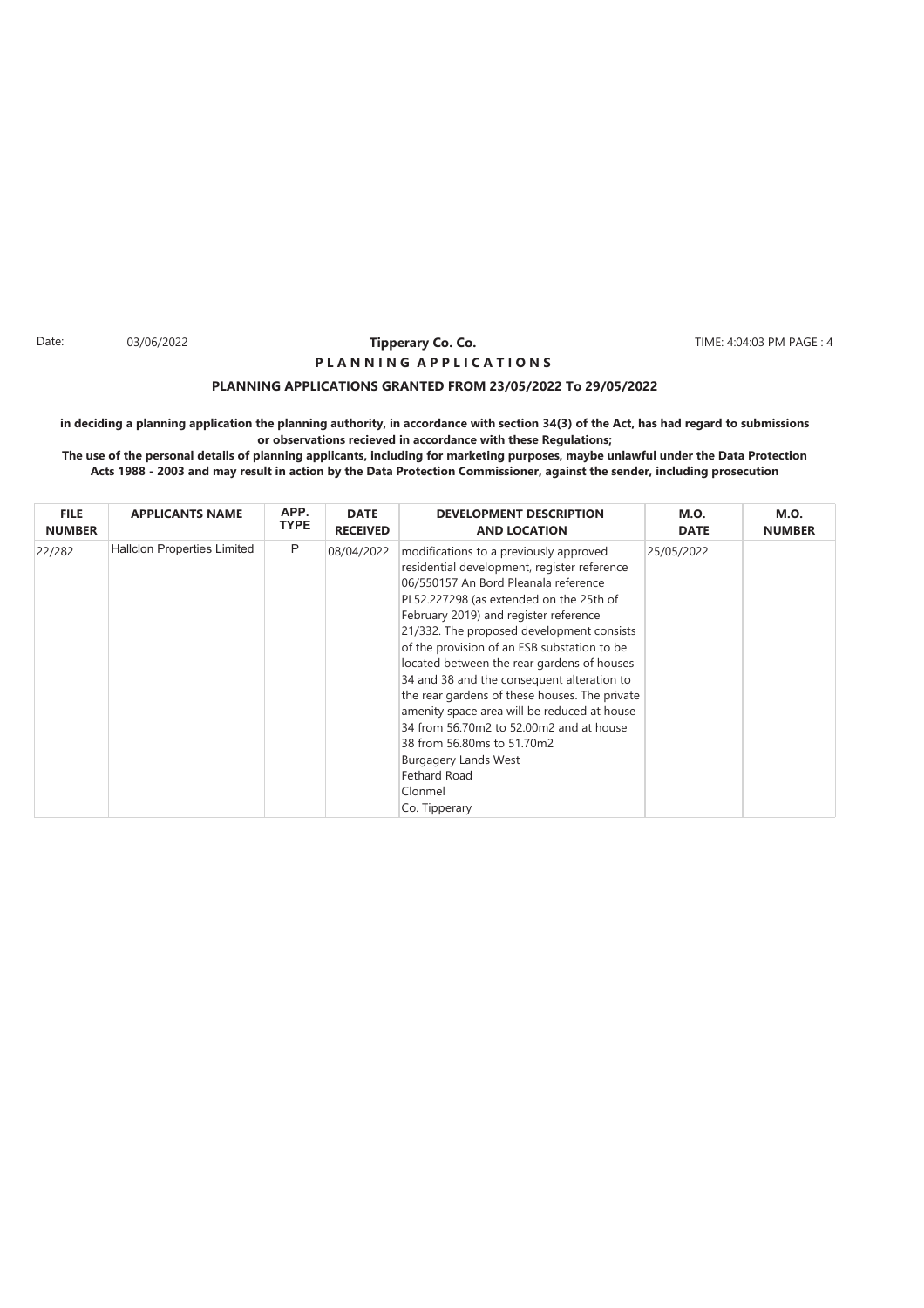Date: 03/06/2022

**Tipperary Co. Co.**

**P L A N N I N G  A P P L I C A T I O N S**

**PLANNING APPLICATIONS GRANTED FROM 23/05/2022 To 29/05/2022**

**in deciding a planning application the planning authority, in accordance with section 34(3) of the Act, has had regard to submissions or observations recieved in accordance with these Regulations;**

**The use of the personal details of planning applicants, including for marketing purposes, maybe unlawful under the Data Protection Acts 1988 - 2003 and may result in action by the Data Protection Commissioner, against the sender, including prosecution**

| FILE NUMBER | APPLICANTS NAME | APP. TYPE | DATE RECEIVED | DEVELOPMENT DESCRIPTION AND LOCATION | M.O. DATE | M.O. NUMBER |
|---|---|---|---|---|---|---|
| 22/282 | Hallclon Properties Limited | P | 08/04/2022 | modifications to a previously approved residential development, register reference 06/550157 An Bord Pleanala reference PL52.227298 (as extended on the 25th of February 2019) and register reference 21/332. The proposed development consists of the provision of an ESB substation to be located between the rear gardens of houses 34 and 38 and the consequent alteration to the rear gardens of these houses. The private amenity space area will be reduced at house 34 from 56.70m2 to 52.00m2 and at house 38 from 56.80ms to 51.70m2 Burgagery Lands West Fethard Road Clonmel Co. Tipperary | 25/05/2022 | |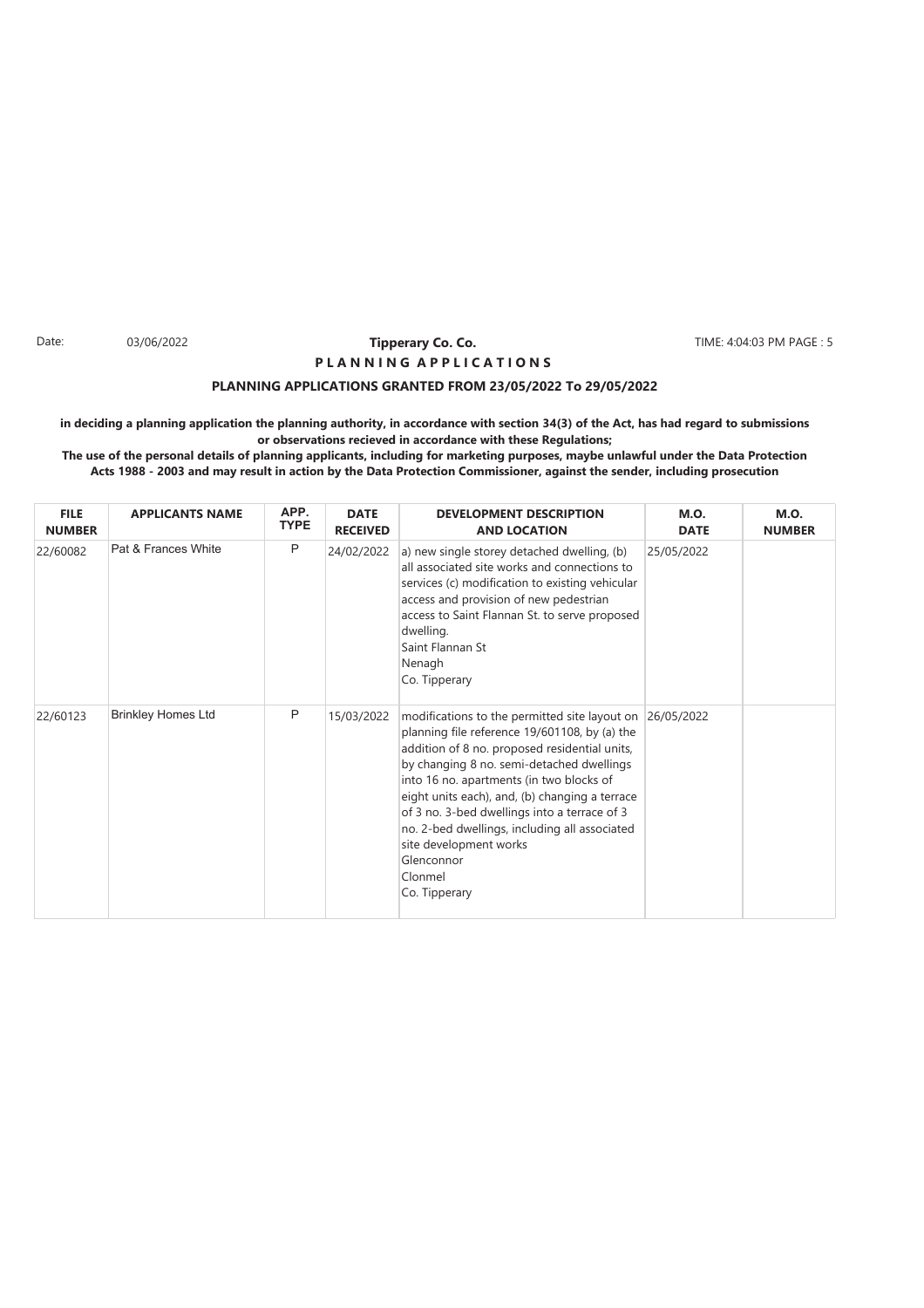Date: 03/06/2022

**Tipperary Co. Co.**

TIME: 4:04:03 PM PAGE : 5

**P L A N N I N G A P P L I C A T I O N S**

**PLANNING APPLICATIONS GRANTED FROM 23/05/2022 To 29/05/2022**

**in deciding a planning application the planning authority, in accordance with section 34(3) of the Act, has had regard to submissions or observations recieved in accordance with these Regulations;**
**The use of the personal details of planning applicants, including for marketing purposes, maybe unlawful under the Data Protection Acts 1988 - 2003 and may result in action by the Data Protection Commissioner, against the sender, including prosecution**

| FILE NUMBER | APPLICANTS NAME | APP. TYPE | DATE RECEIVED | DEVELOPMENT DESCRIPTION AND LOCATION | M.O. DATE | M.O. NUMBER |
|---|---|---|---|---|---|---|
| 22/60082 | Pat & Frances White | P | 24/02/2022 | a) new single storey detached dwelling, (b) all associated site works and connections to services (c) modification to existing vehicular access and provision of new pedestrian access to Saint Flannan St. to serve proposed dwelling.<br>Saint Flannan St<br>Nenagh<br>Co. Tipperary | 25/05/2022 | |
| 22/60123 | Brinkley Homes Ltd | P | 15/03/2022 | modifications to the permitted site layout on planning file reference 19/601108, by (a) the addition of 8 no. proposed residential units, by changing 8 no. semi-detached dwellings into 16 no. apartments (in two blocks of eight units each), and, (b) changing a terrace of 3 no. 3-bed dwellings into a terrace of 3 no. 2-bed dwellings, including all associated site development works<br>Glenconnor<br>Clonmel<br>Co. Tipperary | 26/05/2022 | |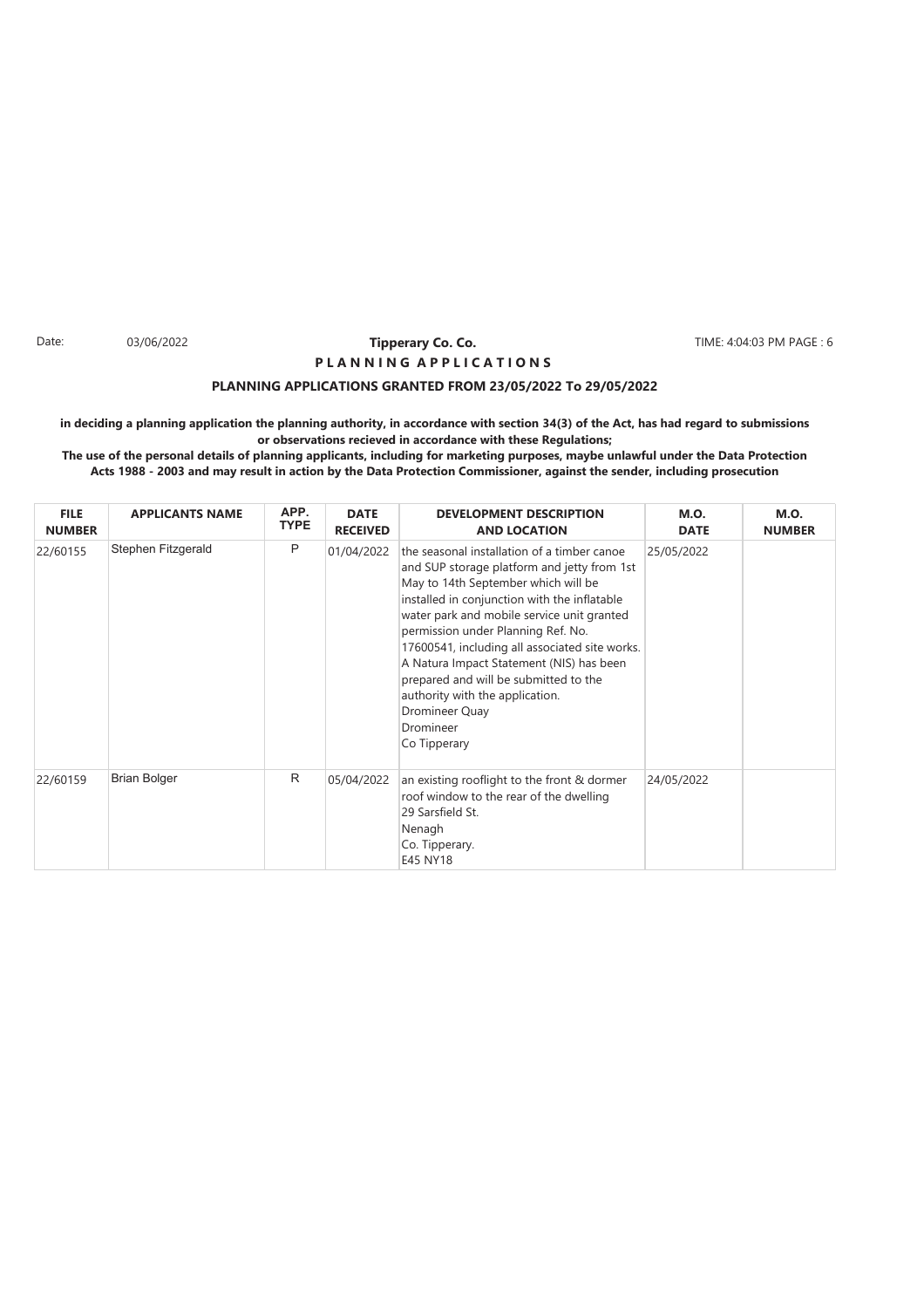Date: 03/06/2022

**Tipperary Co. Co.**

**P L A N N I N G A P P L I C A T I O N S**

**PLANNING APPLICATIONS GRANTED FROM 23/05/2022 To 29/05/2022**

**in deciding a planning application the planning authority, in accordance with section 34(3) of the Act, has had regard to submissions or observations recieved in accordance with these Regulations;**

**The use of the personal details of planning applicants, including for marketing purposes, maybe unlawful under the Data Protection Acts 1988 - 2003 and may result in action by the Data Protection Commissioner, against the sender, including prosecution**

| FILE NUMBER | APPLICANTS NAME | APP. TYPE | DATE RECEIVED | DEVELOPMENT DESCRIPTION AND LOCATION | M.O. DATE | M.O. NUMBER |
|---|---|---|---|---|---|---|
| 22/60155 | Stephen Fitzgerald | P | 01/04/2022 | the seasonal installation of a timber canoe and SUP storage platform and jetty from 1st May to 14th September which will be installed in conjunction with the inflatable water park and mobile service unit granted permission under Planning Ref. No. 17600541, including all associated site works. A Natura Impact Statement (NIS) has been prepared and will be submitted to the authority with the application. Dromineer Quay Dromineer Co Tipperary | 25/05/2022 | |
| 22/60159 | Brian Bolger | R | 05/04/2022 | an existing rooflight to the front & dormer roof window to the rear of the dwelling 29 Sarsfield St. Nenagh Co. Tipperary. E45 NY18 | 24/05/2022 | |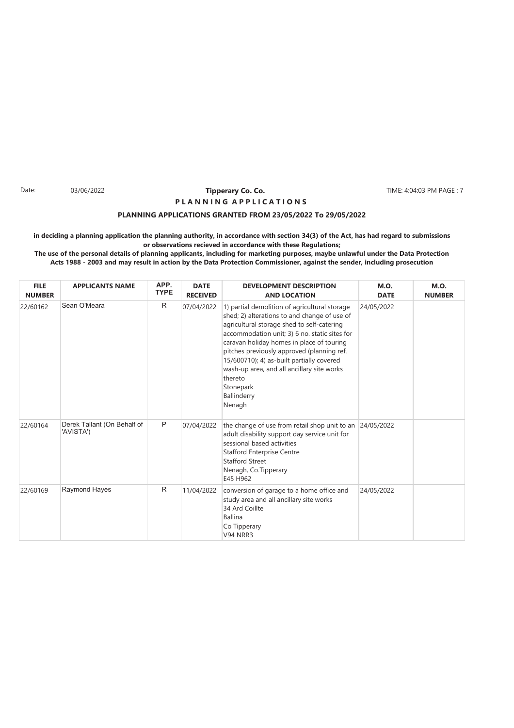Date: 03/06/2022

**Tipperary Co. Co.**

**P L A N N I N G A P P L I C A T I O N S**

**PLANNING APPLICATIONS GRANTED FROM 23/05/2022 To 29/05/2022**

**in deciding a planning application the planning authority, in accordance with section 34(3) of the Act, has had regard to submissions or observations recieved in accordance with these Regulations;**

**The use of the personal details of planning applicants, including for marketing purposes, maybe unlawful under the Data Protection Acts 1988 - 2003 and may result in action by the Data Protection Commissioner, against the sender, including prosecution**

| FILE NUMBER | APPLICANTS NAME | APP. TYPE | DATE RECEIVED | DEVELOPMENT DESCRIPTION AND LOCATION | M.O. DATE | M.O. NUMBER |
|---|---|---|---|---|---|---|
| 22/60162 | Sean O'Meara | R | 07/04/2022 | 1) partial demolition of agricultural storage shed; 2) alterations to and change of use of agricultural storage shed to self-catering accommodation unit; 3) 6 no. static sites for caravan holiday homes in place of touring pitches previously approved (planning ref. 15/600710); 4) as-built partially covered wash-up area, and all ancillary site works thereto<br>Stonepark<br>Ballinderry<br>Nenagh | 24/05/2022 | |
| 22/60164 | Derek Tallant (On Behalf of 'AVISTA') | P | 07/04/2022 | the change of use from retail shop unit to an adult disability support day service unit for sessional based activities<br>Stafford Enterprise Centre<br>Stafford Street<br>Nenagh, Co.Tipperary<br>E45 H962 | 24/05/2022 | |
| 22/60169 | Raymond Hayes | R | 11/04/2022 | conversion of garage to a home office and study area and all ancillary site works<br>34 Ard Coillte<br>Ballina<br>Co Tipperary<br>V94 NRR3 | 24/05/2022 | |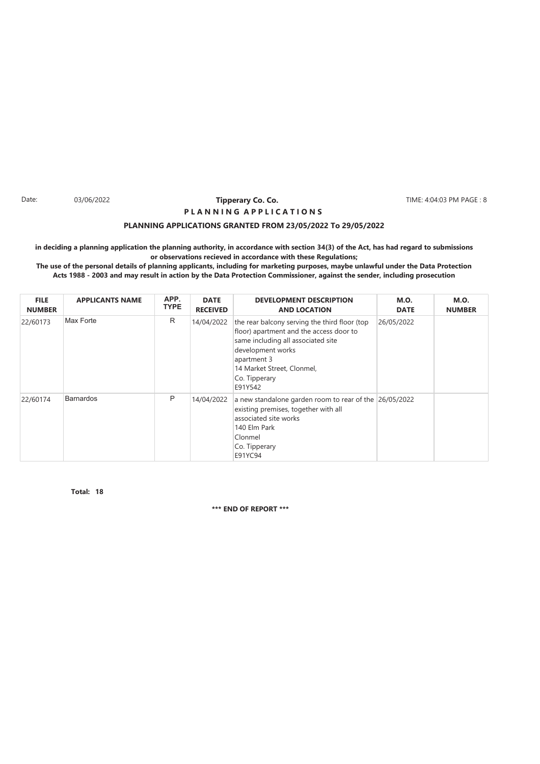Date: 03/06/2022 **Tipperary Co. Co.** TIME: 4:04:03 PM PAGE : 8

**P L A N N I N G A P P L I C A T I O N S**

**PLANNING APPLICATIONS GRANTED FROM 23/05/2022 To 29/05/2022**

**in deciding a planning application the planning authority, in accordance with section 34(3) of the Act, has had regard to submissions or observations recieved in accordance with these Regulations;**
**The use of the personal details of planning applicants, including for marketing purposes, maybe unlawful under the Data Protection Acts 1988 - 2003 and may result in action by the Data Protection Commissioner, against the sender, including prosecution**

| FILE NUMBER | APPLICANTS NAME | APP. TYPE | DATE RECEIVED | DEVELOPMENT DESCRIPTION AND LOCATION | M.O. DATE | M.O. NUMBER |
|---|---|---|---|---|---|---|
| 22/60173 | Max Forte | R | 14/04/2022 | the rear balcony serving the third floor (top floor) apartment and the access door to same including all associated site development works<br>apartment 3<br>14 Market Street, Clonmel,<br>Co. Tipperary<br>E91Y542 | 26/05/2022 | |
| 22/60174 | Barnardos | P | 14/04/2022 | a new standalone garden room to rear of the existing premises, together with all associated site works<br>140 Elm Park<br>Clonmel<br>Co. Tipperary<br>E91YC94 | 26/05/2022 | |

**Total: 18**

**\*\*\* END OF REPORT \*\*\***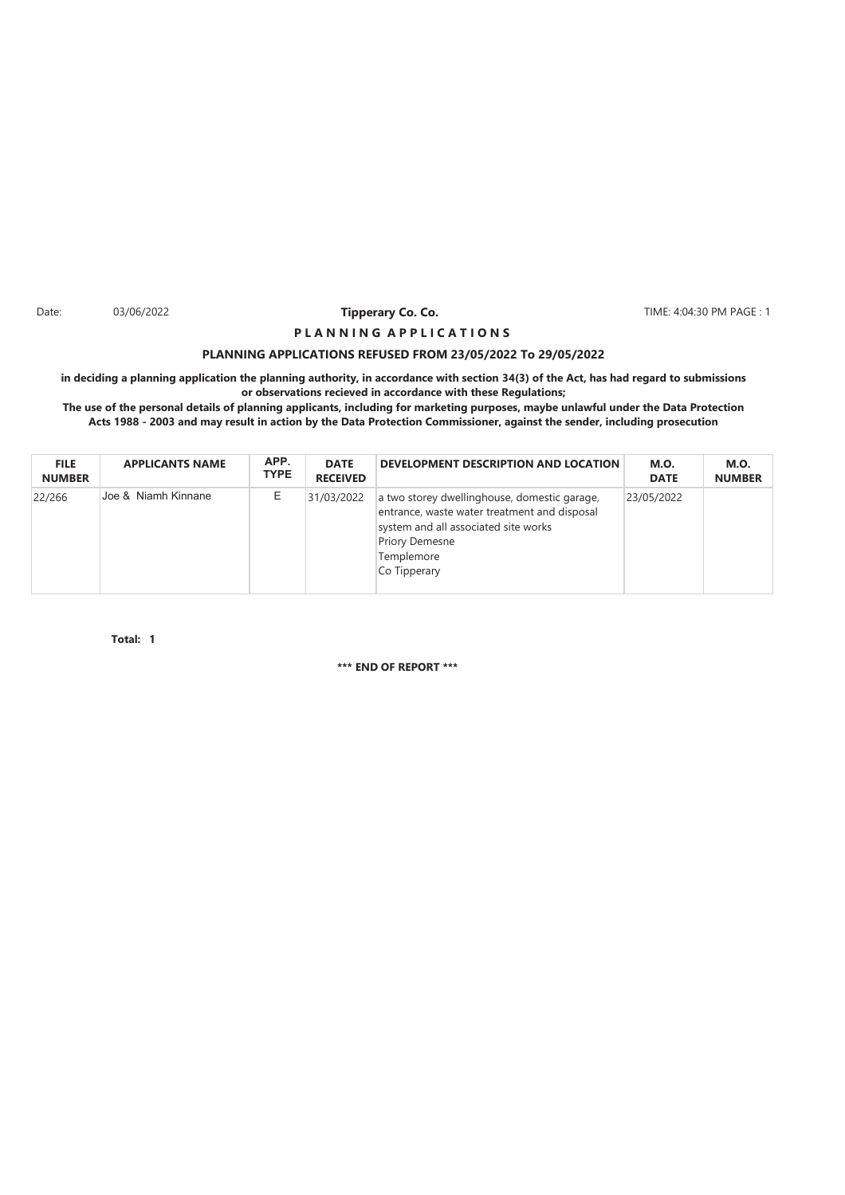Date: 03/06/2022 **Tipperary Co. Co.** TIME: 4:04:30 PM PAGE : 1

**P L A N N I N G A P P L I C A T I O N S**

**PLANNING APPLICATIONS REFUSED FROM 23/05/2022 To 29/05/2022**

**in deciding a planning application the planning authority, in accordance with section 34(3) of the Act, has had regard to submissions or observations recieved in accordance with these Regulations;**

**The use of the personal details of planning applicants, including for marketing purposes, maybe unlawful under the Data Protection Acts 1988 - 2003 and may result in action by the Data Protection Commissioner, against the sender, including prosecution**

| FILE NUMBER | APPLICANTS NAME | APP. TYPE | DATE RECEIVED | DEVELOPMENT DESCRIPTION AND LOCATION | M.O. DATE | M.O. NUMBER |
|---|---|---|---|---|---|---|
| 22/266 | Joe & Niamh Kinnane | E | 31/03/2022 | a two storey dwellinghouse, domestic garage, entrance, waste water treatment and disposal system and all associated site works<br>Priory Demesne<br>Templemore<br>Co Tipperary | 23/05/2022 | |

**Total: 1**

**\*\*\* END OF REPORT \*\*\***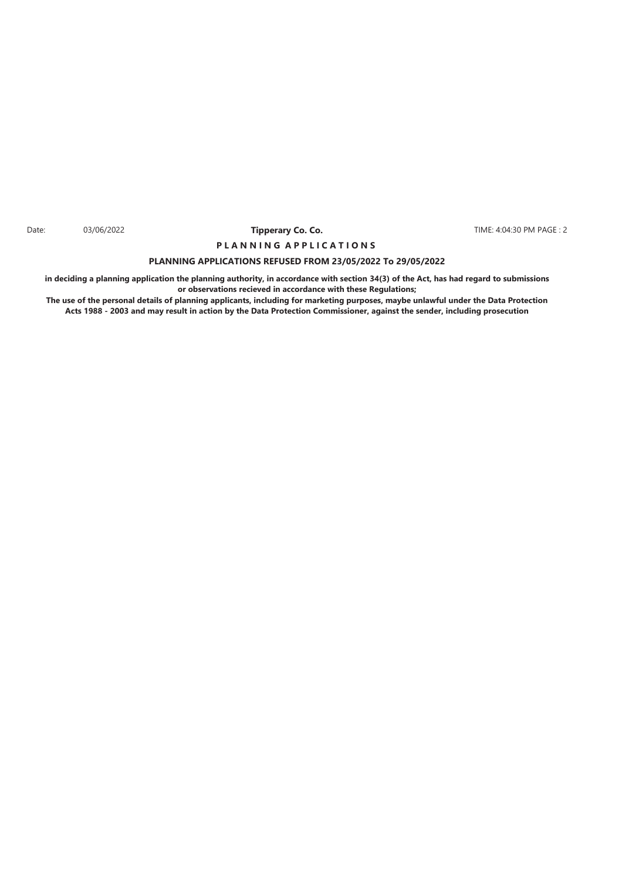# PLANNING APPLICATIONS

## PLANNING APPLICATIONS REFUSED FROM 23/05/2022 To 29/05/2022

**in deciding a planning application the planning authority, in accordance with section 34(3) of the Act, has had regard to submissions or observations recieved in accordance with these Regulations;**

**The use of the personal details of planning applicants, including for marketing purposes, maybe unlawful under the Data Protection Acts 1988 - 2003 and may result in action by the Data Protection Commissioner, against the sender, including prosecution**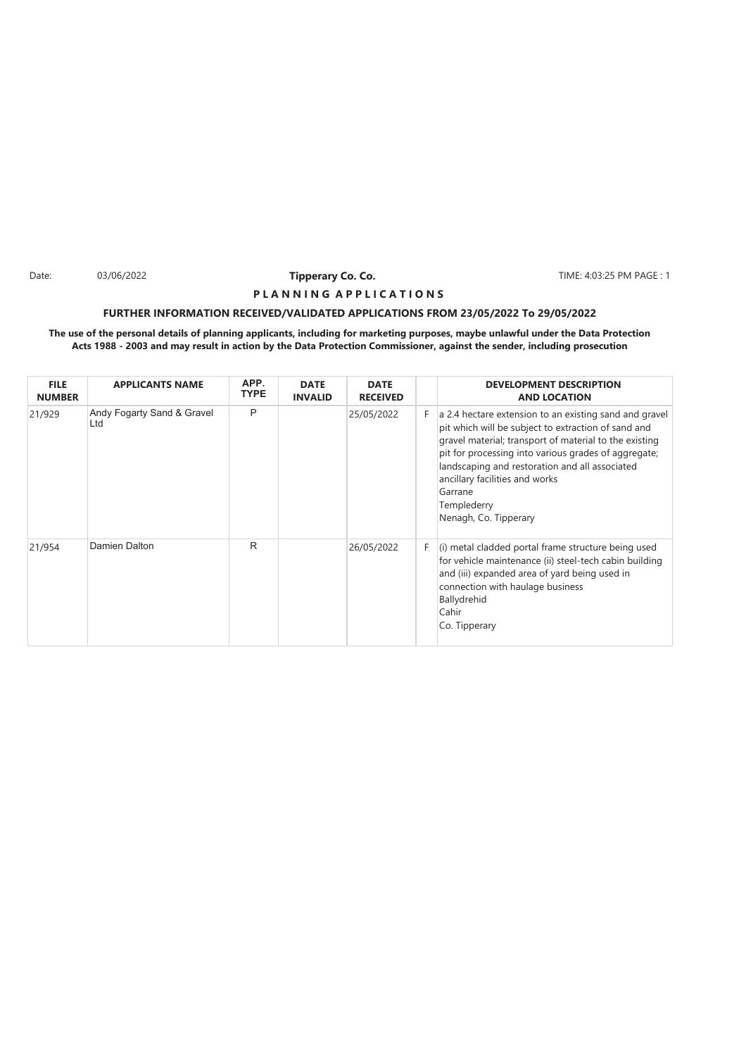Date: 03/06/2022 **Tipperary Co. Co.** TIME: 4:03:25 PM

**P L A N N I N G A P P L I C A T I O N S**

**FURTHER INFORMATION RECEIVED/VALIDATED APPLICATIONS FROM 23/05/2022 To 29/05/2022**

**The use of the personal details of planning applicants, including for marketing purposes, maybe unlawful under the Data Protection Acts 1988 - 2003 and may result in action by the Data Protection Commissioner, against the sender, including prosecution**

| FILE NUMBER | APPLICANTS NAME | APP. TYPE | DATE INVALID | DATE RECEIVED | | DEVELOPMENT DESCRIPTION AND LOCATION |
|---|---|---|---|---|---|---|
| 21/929 | Andy Fogarty Sand & Gravel Ltd | P | | 25/05/2022 | F | a 2.4 hectare extension to an existing sand and gravel pit which will be subject to extraction of sand and gravel material; transport of material to the existing pit for processing into various grades of aggregate; landscaping and restoration and all associated ancillary facilities and works<br>Garrane<br>Templederry<br>Nenagh, Co. Tipperary |
| 21/954 | Damien Dalton | R | | 26/05/2022 | F | (i) metal cladded portal frame structure being used for vehicle maintenance (ii) steel-tech cabin building and (iii) expanded area of yard being used in connection with haulage business<br>Ballydrehid<br>Cahir<br>Co. Tipperary |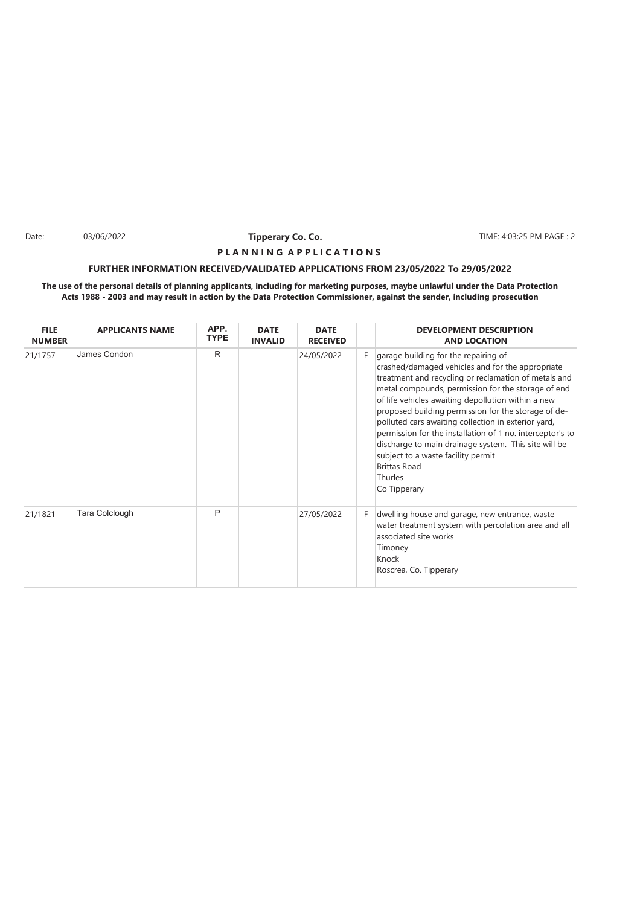Date: 03/06/2022 **Tipperary Co. Co.** TIME: 4:03:25 PM PAGE : 2

**P L A N N I N G A P P L I C A T I O N S**

**FURTHER INFORMATION RECEIVED/VALIDATED APPLICATIONS FROM 23/05/2022 To 29/05/2022**

**The use of the personal details of planning applicants, including for marketing purposes, maybe unlawful under the Data Protection Acts 1988 - 2003 and may result in action by the Data Protection Commissioner, against the sender, including prosecution**

| FILE NUMBER | APPLICANTS NAME | APP. TYPE | DATE INVALID | DATE RECEIVED | | DEVELOPMENT DESCRIPTION AND LOCATION |
|---|---|---|---|---|---|---|
| 21/1757 | James Condon | R | | 24/05/2022 | F | garage building for the repairing of crashed/damaged vehicles and for the appropriate treatment and recycling or reclamation of metals and metal compounds, permission for the storage of end of life vehicles awaiting depollution within a new proposed building permission for the storage of de-polluted cars awaiting collection in exterior yard, permission for the installation of 1 no. interceptor's to discharge to main drainage system. This site will be subject to a waste facility permit Brittas Road Thurles Co Tipperary |
| 21/1821 | Tara Colclough | P | | 27/05/2022 | F | dwelling house and garage, new entrance, waste water treatment system with percolation area and all associated site works Timoney Knock Roscrea, Co. Tipperary |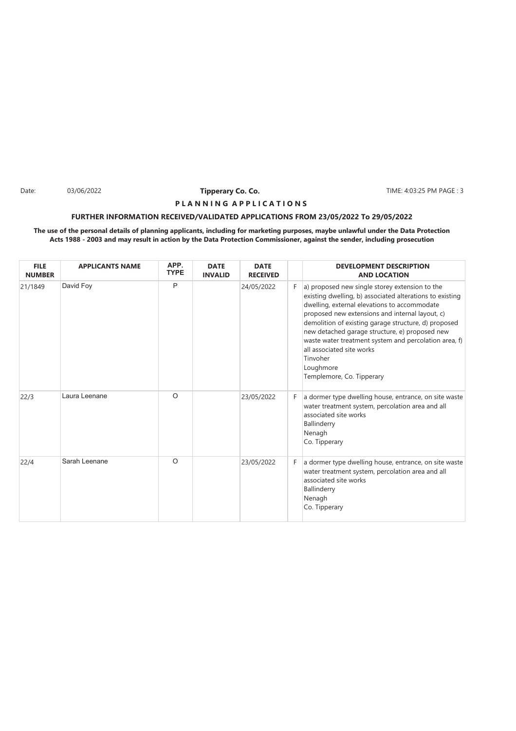Date: 03/06/2022 **Tipperary Co. Co.** TIME: 4:03:25 PM PAGE : 3

**P L A N N I N G A P P L I C A T I O N S**

**FURTHER INFORMATION RECEIVED/VALIDATED APPLICATIONS FROM 23/05/2022 To 29/05/2022**

**The use of the personal details of planning applicants, including for marketing purposes, maybe unlawful under the Data Protection Acts 1988 - 2003 and may result in action by the Data Protection Commissioner, against the sender, including prosecution**

| FILE NUMBER | APPLICANTS NAME | APP. TYPE | DATE INVALID | DATE RECEIVED | | DEVELOPMENT DESCRIPTION AND LOCATION |
|---|---|---|---|---|---|---|
| 21/1849 | David Foy | P | | 24/05/2022 | F | a) proposed new single storey extension to the existing dwelling, b) associated alterations to existing dwelling, external elevations to accommodate proposed new extensions and internal layout, c) demolition of existing garage structure, d) proposed new detached garage structure, e) proposed new waste water treatment system and percolation area, f) all associated site works Tinvoher Loughmore Templemore, Co. Tipperary |
| 22/3 | Laura Leenane | O | | 23/05/2022 | F | a dormer type dwelling house, entrance, on site waste water treatment system, percolation area and all associated site works Ballinderry Nenagh Co. Tipperary |
| 22/4 | Sarah Leenane | O | | 23/05/2022 | F | a dormer type dwelling house, entrance, on site waste water treatment system, percolation area and all associated site works Ballinderry Nenagh Co. Tipperary |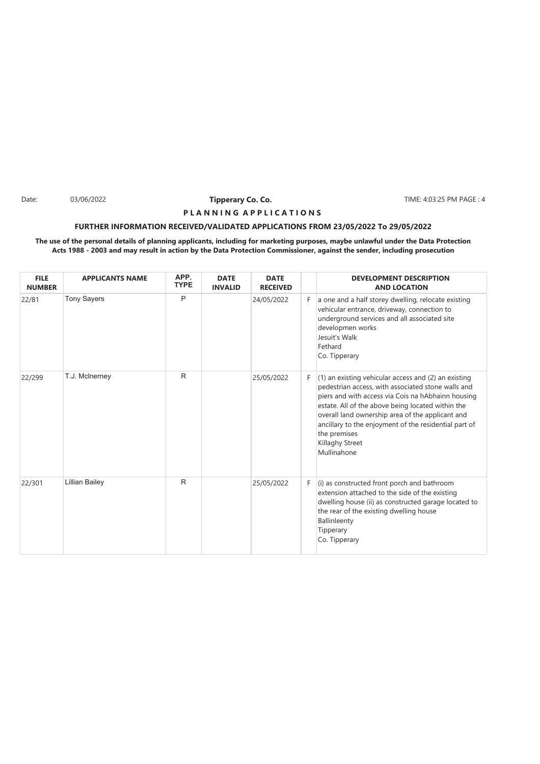**Tipperary Co. Co.**

**PLANNING APPLICATIONS**

**FURTHER INFORMATION RECEIVED/VALIDATED APPLICATIONS FROM 23/05/2022 To 29/05/2022**

**The use of the personal details of planning applicants, including for marketing purposes, maybe unlawful under the Data Protection Acts 1988 - 2003 and may result in action by the Data Protection Commissioner, against the sender, including prosecution**

| FILE NUMBER | APPLICANTS NAME | APP. TYPE | DATE INVALID | DATE RECEIVED | | DEVELOPMENT DESCRIPTION AND LOCATION |
|---|---|---|---|---|---|---|
| 22/81 | Tony Sayers | P | | 24/05/2022 | F | a one and a half storey dwelling, relocate existing vehicular entrance, driveway, connection to underground services and all associated site developmen works<br>Jesuit's Walk<br>Fethard<br>Co. Tipperary |
| 22/299 | T.J. McInerney | R | | 25/05/2022 | F | (1) an existing vehicular access and (2) an existing pedestrian access, with associated stone walls and piers and with access via Cois na hAbhainn housing estate. All of the above being located within the overall land ownership area of the applicant and ancillary to the enjoyment of the residential part of the premises<br>Killaghy Street<br>Mullinahone |
| 22/301 | Lillian Bailey | R | | 25/05/2022 | F | (i) as constructed front porch and bathroom extension attached to the side of the existing dwelling house (ii) as constructed garage located to the rear of the existing dwelling house<br>Ballinleenty<br>Tipperary<br>Co. Tipperary |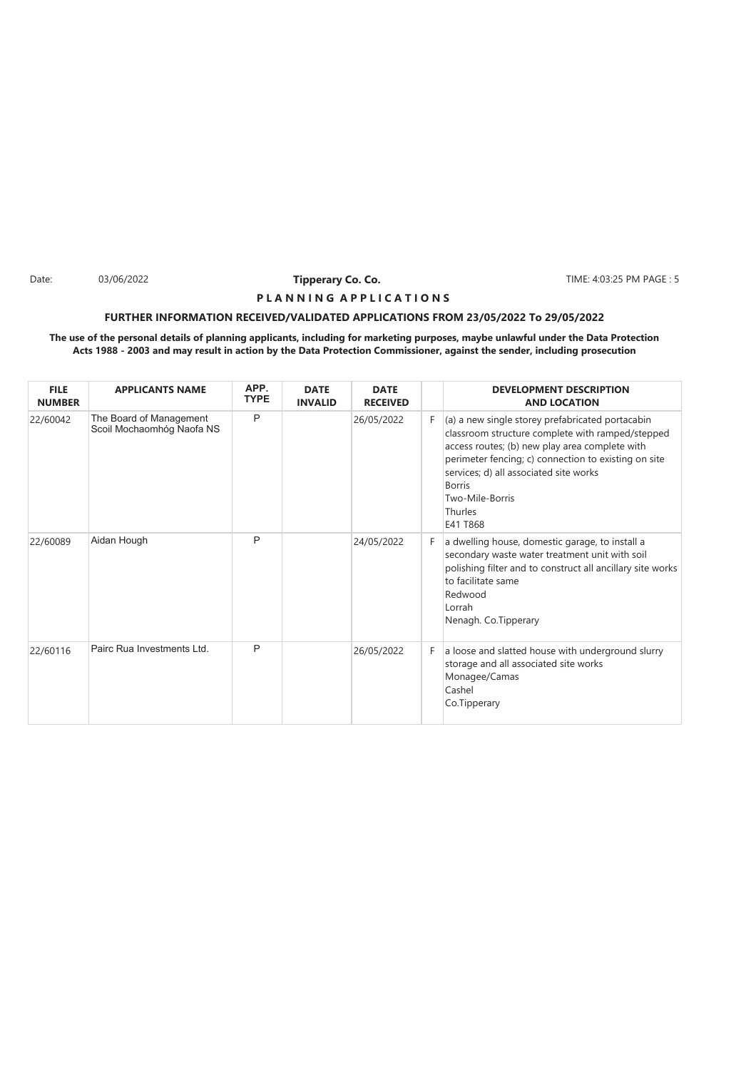Date: 03/06/2022 **Tipperary Co. Co.** TIME: 4:03:25 PM PAGE : 5

## P L A N N I N G A P P L I C A T I O N S

### FURTHER INFORMATION RECEIVED/VALIDATED APPLICATIONS FROM 23/05/2022 To 29/05/2022

**The use of the personal details of planning applicants, including for marketing purposes, maybe unlawful under the Data Protection Acts 1988 - 2003 and may result in action by the Data Protection Commissioner, against the sender, including prosecution**

| FILE NUMBER | APPLICANTS NAME | APP. TYPE | DATE INVALID | DATE RECEIVED | | DEVELOPMENT DESCRIPTION AND LOCATION |
|---|---|---|---|---|---|---|
| 22/60042 | The Board of Management Scoil Mochaomhóg Naofa NS | P | | 26/05/2022 | F | (a) a new single storey prefabricated portacabin classroom structure complete with ramped/stepped access routes; (b) new play area complete with perimeter fencing; c) connection to existing on site services; d) all associated site works<br>Borris<br>Two-Mile-Borris<br>Thurles<br>E41 T868 |
| 22/60089 | Aidan Hough | P | | 24/05/2022 | F | a dwelling house, domestic garage, to install a secondary waste water treatment unit with soil polishing filter and to construct all ancillary site works to facilitate same<br>Redwood<br>Lorrah<br>Nenagh. Co.Tipperary |
| 22/60116 | Pairc Rua Investments Ltd. | P | | 26/05/2022 | F | a loose and slatted house with underground slurry storage and all associated site works<br>Monagee/Camas<br>Cashel<br>Co.Tipperary |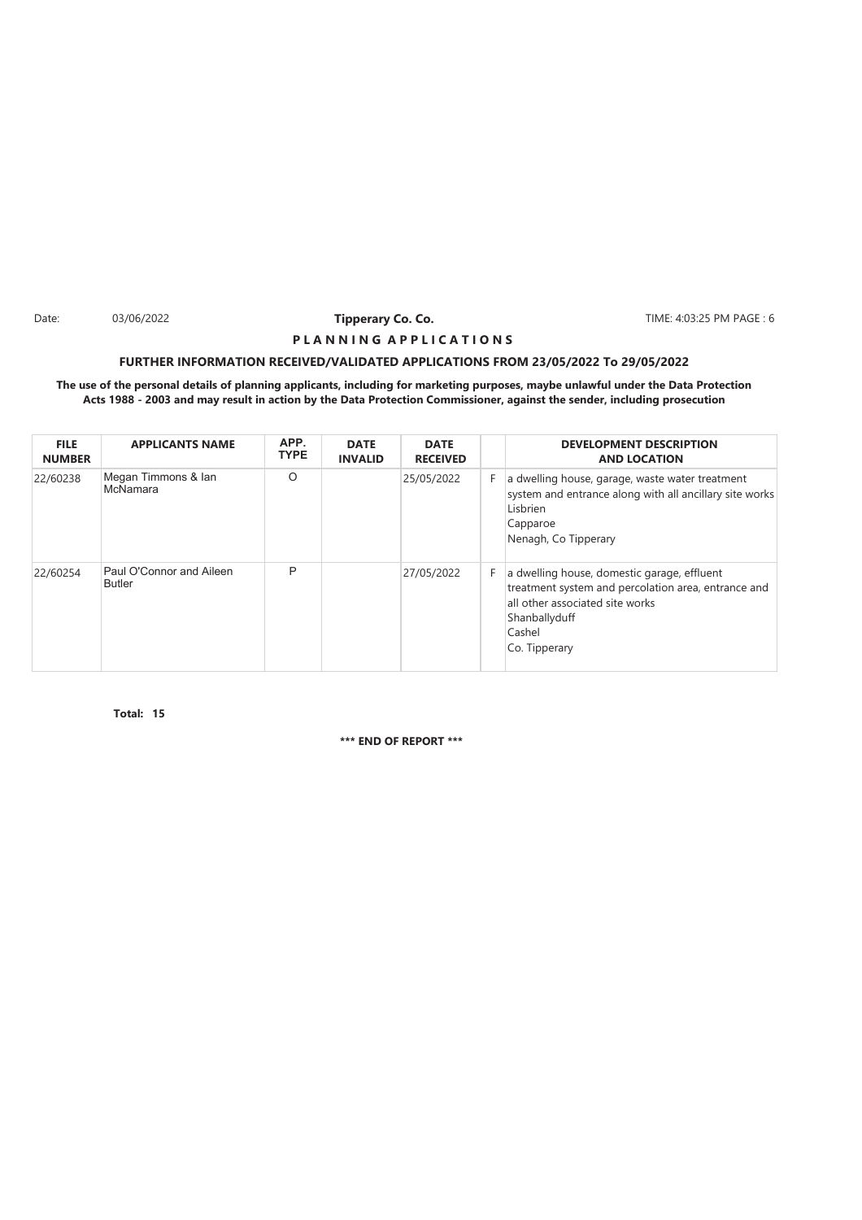## PLANNING APPLICATIONS

### FURTHER INFORMATION RECEIVED/VALIDATED APPLICATIONS FROM 23/05/2022 To 29/05/2022

**The use of the personal details of planning applicants, including for marketing purposes, maybe unlawful under the Data Protection Acts 1988 - 2003 and may result in action by the Data Protection Commissioner, against the sender, including prosecution**

| FILE NUMBER | APPLICANTS NAME | APP. TYPE | DATE INVALID | DATE RECEIVED | | DEVELOPMENT DESCRIPTION AND LOCATION |
|---|---|---|---|---|---|---|
| 22/60238 | Megan Timmons & Ian McNamara | O | | 25/05/2022 | F | a dwelling house, garage, waste water treatment system and entrance along with all ancillary site works<br>Lisbrien<br>Capparoe<br>Nenagh, Co Tipperary |
| 22/60254 | Paul O'Connor and Aileen Butler | P | | 27/05/2022 | F | a dwelling house, domestic garage, effluent treatment system and percolation area, entrance and all other associated site works<br>Shanballyduff<br>Cashel<br>Co. Tipperary |

**Total: 15**

**\*\*\* END OF REPORT \*\*\***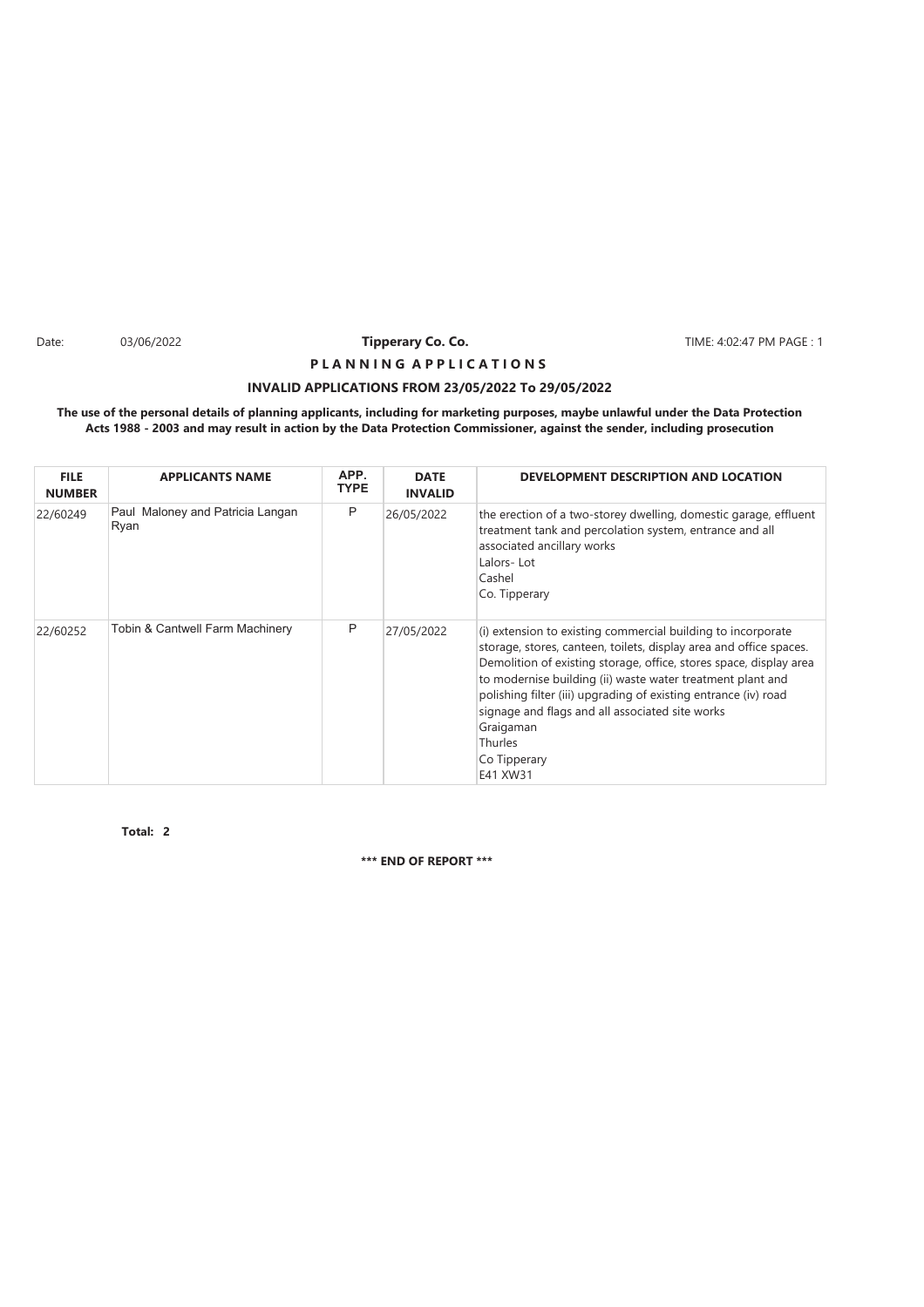Date: 03/06/2022 **Tipperary Co. Co.** TIME: 4:02:47 PM PAGE : 1

**P L A N N I N G A P P L I C A T I O N S**

**INVALID APPLICATIONS FROM 23/05/2022 To 29/05/2022**

**The use of the personal details of planning applicants, including for marketing purposes, maybe unlawful under the Data Protection Acts 1988 - 2003 and may result in action by the Data Protection Commissioner, against the sender, including prosecution**

| FILE NUMBER | APPLICANTS NAME | APP. TYPE | DATE INVALID | DEVELOPMENT DESCRIPTION AND LOCATION |
|---|---|---|---|---|
| 22/60249 | Paul Maloney and Patricia Langan Ryan | P | 26/05/2022 | the erection of a two-storey dwelling, domestic garage, effluent treatment tank and percolation system, entrance and all associated ancillary works<br>Lalors- Lot<br>Cashel<br>Co. Tipperary |
| 22/60252 | Tobin & Cantwell Farm Machinery | P | 27/05/2022 | (i) extension to existing commercial building to incorporate storage, stores, canteen, toilets, display area and office spaces. Demolition of existing storage, office, stores space, display area to modernise building (ii) waste water treatment plant and polishing filter (iii) upgrading of existing entrance (iv) road signage and flags and all associated site works<br>Graigaman<br>Thurles<br>Co Tipperary<br>E41 XW31 |

**Total: 2**

**\*\*\* END OF REPORT \*\*\***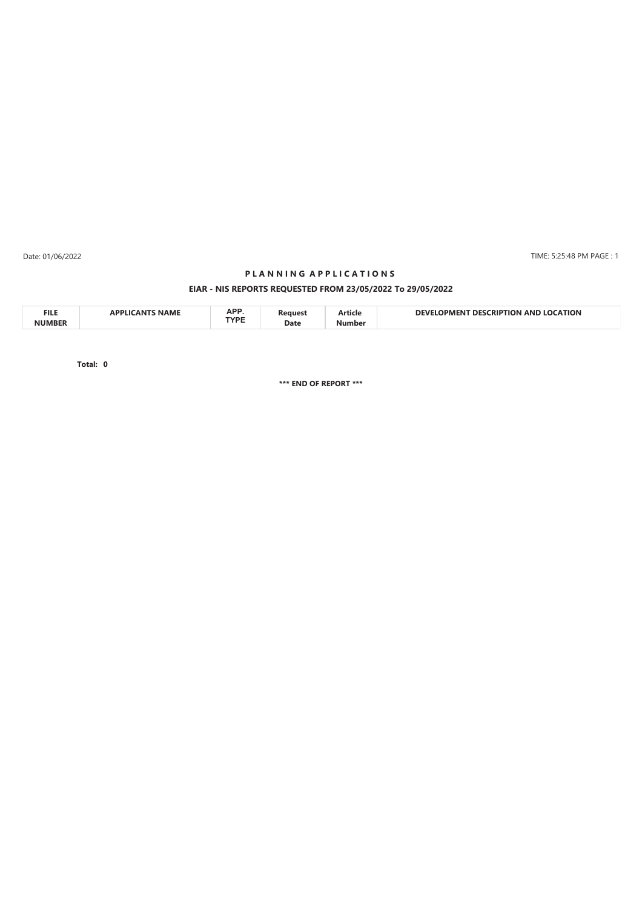Date: 01/06/2022 TIME: 5:25:48 PM PAGE : 1

# PLANNING APPLICATIONS

## EIAR - NIS REPORTS REQUESTED FROM 23/05/2022 To 29/05/2022

| FILE NUMBER | APPLICANTS NAME | APP. TYPE | Request Date | Article Number | DEVELOPMENT DESCRIPTION AND LOCATION |
|---|---|---|---|---|---|

**Total: 0**

**\*\*\* END OF REPORT \*\*\***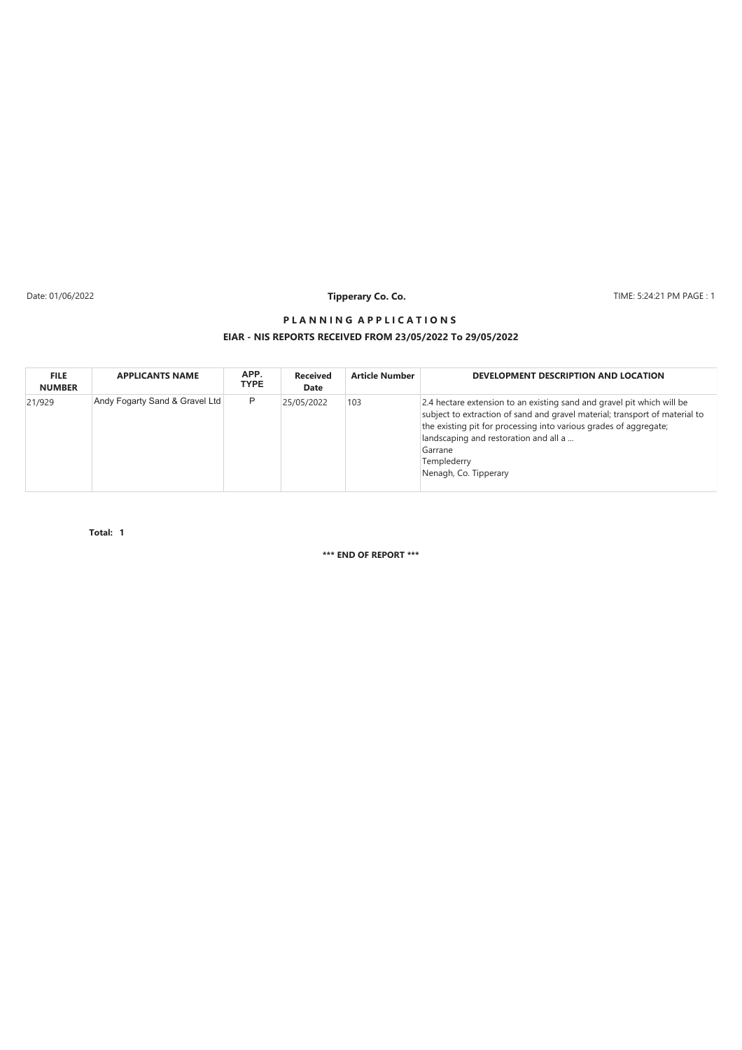Date: 01/06/2022 **Tipperary Co. Co.** TIME: 5:24:21 PM PAGE : 1

## P L A N N I N G A P P L I C A T I O N S

### EIAR - NIS REPORTS RECEIVED FROM 23/05/2022 To 29/05/2022

| FILE NUMBER | APPLICANTS NAME | APP. TYPE | Received Date | Article Number | DEVELOPMENT DESCRIPTION AND LOCATION |
|---|---|---|---|---|---|
| 21/929 | Andy Fogarty Sand & Gravel Ltd | P | 25/05/2022 | 103 | 2.4 hectare extension to an existing sand and gravel pit which will be subject to extraction of sand and gravel material; transport of material to the existing pit for processing into various grades of aggregate; landscaping and restoration and all a ...<br>Garrane<br>Templederry<br>Nenagh, Co. Tipperary |

**Total: 1**

**\*\*\* END OF REPORT \*\*\***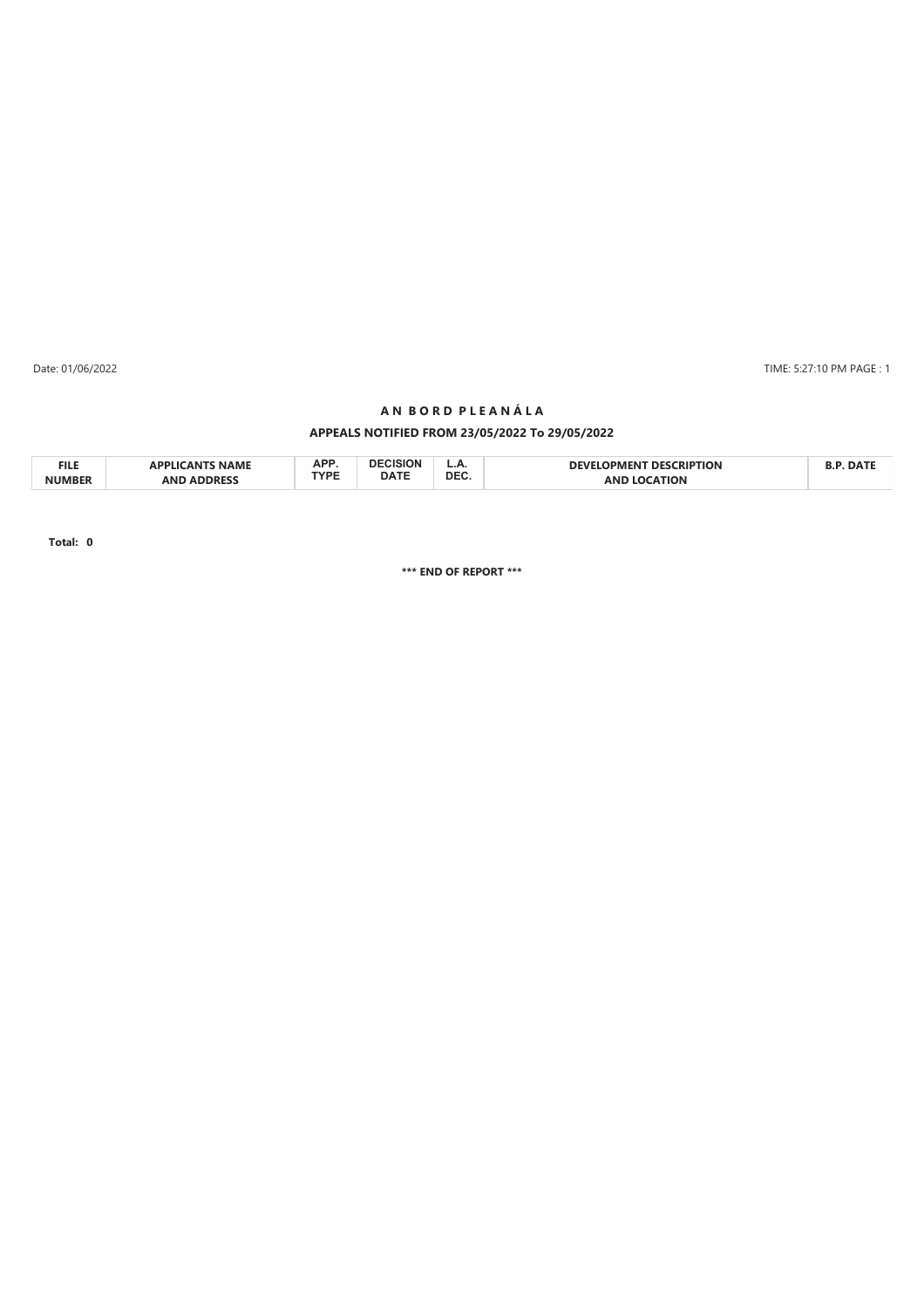# A N B O R D P L E A N Á L A

## APPEALS NOTIFIED FROM 23/05/2022 To 29/05/2022

| FILE NUMBER | APPLICANTS NAME AND ADDRESS | APP. TYPE | DECISION DATE | L.A. DEC. | DEVELOPMENT DESCRIPTION AND LOCATION | B.P. DATE |
|---|---|---|---|---|---|---|

**Total: 0**

**\*\*\* END OF REPORT \*\*\***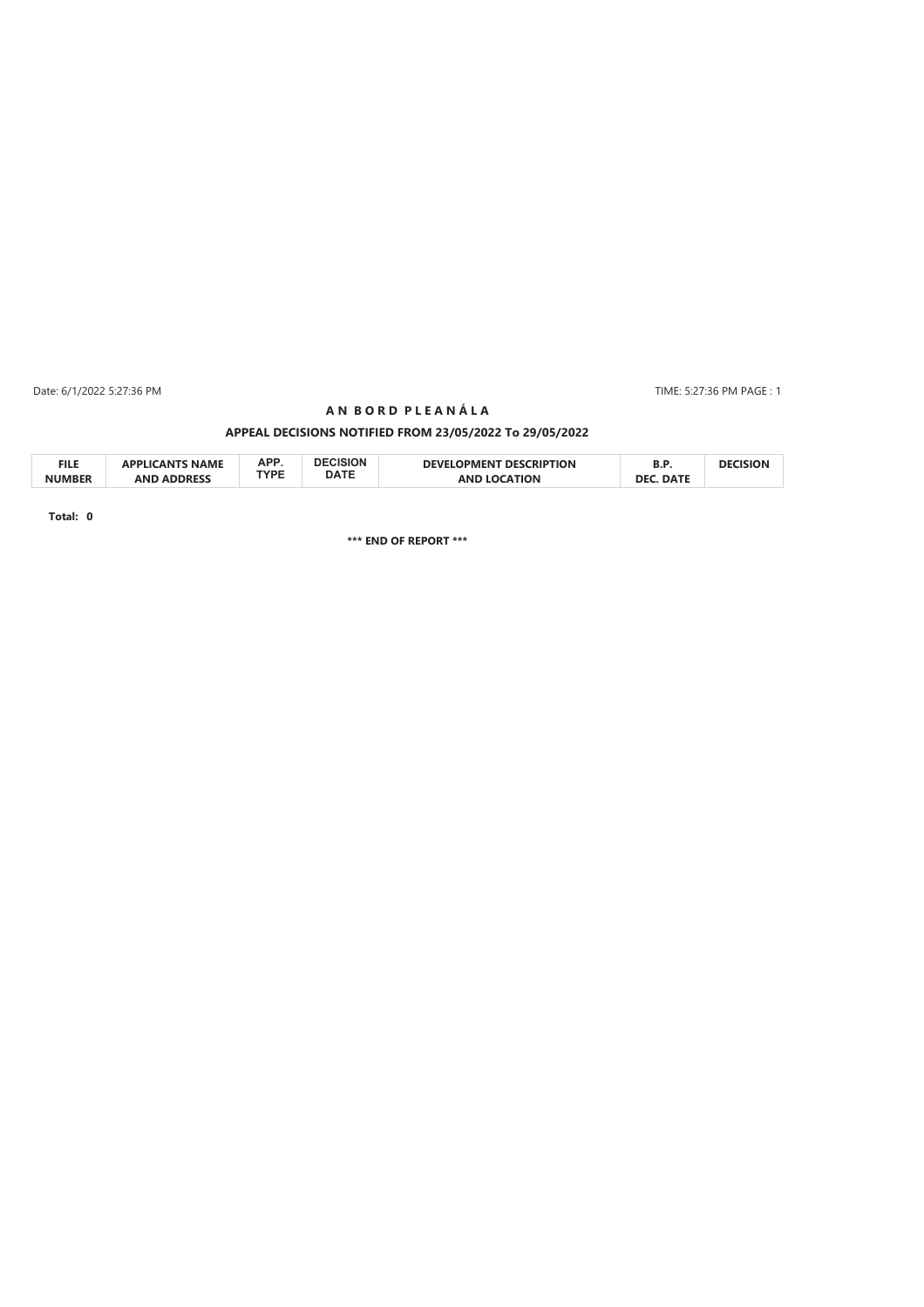## A N B O R D P L E A N Á L A

### APPEAL DECISIONS NOTIFIED FROM 23/05/2022 To 29/05/2022

| FILE NUMBER | APPLICANTS NAME AND ADDRESS | APP. TYPE | DECISION DATE | DEVELOPMENT DESCRIPTION AND LOCATION | B.P. DEC. DATE | DECISION |
|---|---|---|---|---|---|---|

**Total: 0**

**\*\*\* END OF REPORT \*\*\***